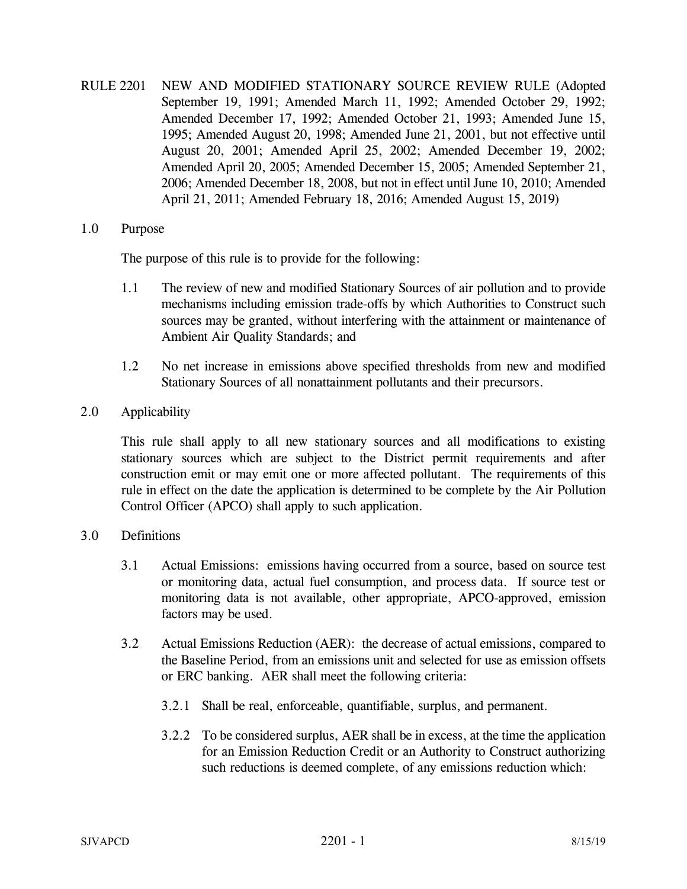# RULE 2201 NEW AND MODIFIED STATIONARY SOURCE REVIEW RULE (Adopted September 19, 1991; Amended March 11, 1992; Amended October 29, 1992; Amended December 17, 1992; Amended October 21, 1993; Amended June 15, 1995; Amended August 20, 1998; Amended June 21, 2001, but not effective until August 20, 2001; Amended April 25, 2002; Amended December 19, 2002; Amended April 20, 2005; Amended December 15, 2005; Amended September 21, 2006; Amended December 18, 2008, but not in effect until June 10, 2010; Amended April 21, 2011; Amended February 18, 2016; Amended August 15, 2019)

## 1.0 Purpose

The purpose of this rule is to provide for the following:

1.1 The review of new and modified Stationary Sources of air pollution and to provide mechanisms including emission trade-offs by which Authorities to Construct such sources may be granted, without interfering with the attainment or maintenance of Ambient Air Quality Standards; and

1.2 No net increase in emissions above specified thresholds from new and modified Stationary Sources of all nonattainment pollutants and their precursors.

## 2.0 Applicability

This rule shall apply to all new stationary sources and all modifications to existing stationary sources which are subject to the District permit requirements and after construction emit or may emit one or more affected pollutant. The requirements of this rule in effect on the date the application is determined to be complete by the Air Pollution Control Officer (APCO) shall apply to such application.

## 3.0 Definitions

3.1 Actual Emissions: emissions having occurred from a source, based on source test or monitoring data, actual fuel consumption, and process data. If source test or monitoring data is not available, other appropriate, APCO-approved, emission factors may be used.

3.2 Actual Emissions Reduction (AER): the decrease of actual emissions, compared to the Baseline Period, from an emissions unit and selected for use as emission offsets or ERC banking. AER shall meet the following criteria:

3.2.1 Shall be real, enforceable, quantifiable, surplus, and permanent.

3.2.2 To be considered surplus, AER shall be in excess, at the time the application for an Emission Reduction Credit or an Authority to Construct authorizing such reductions is deemed complete, of any emissions reduction which: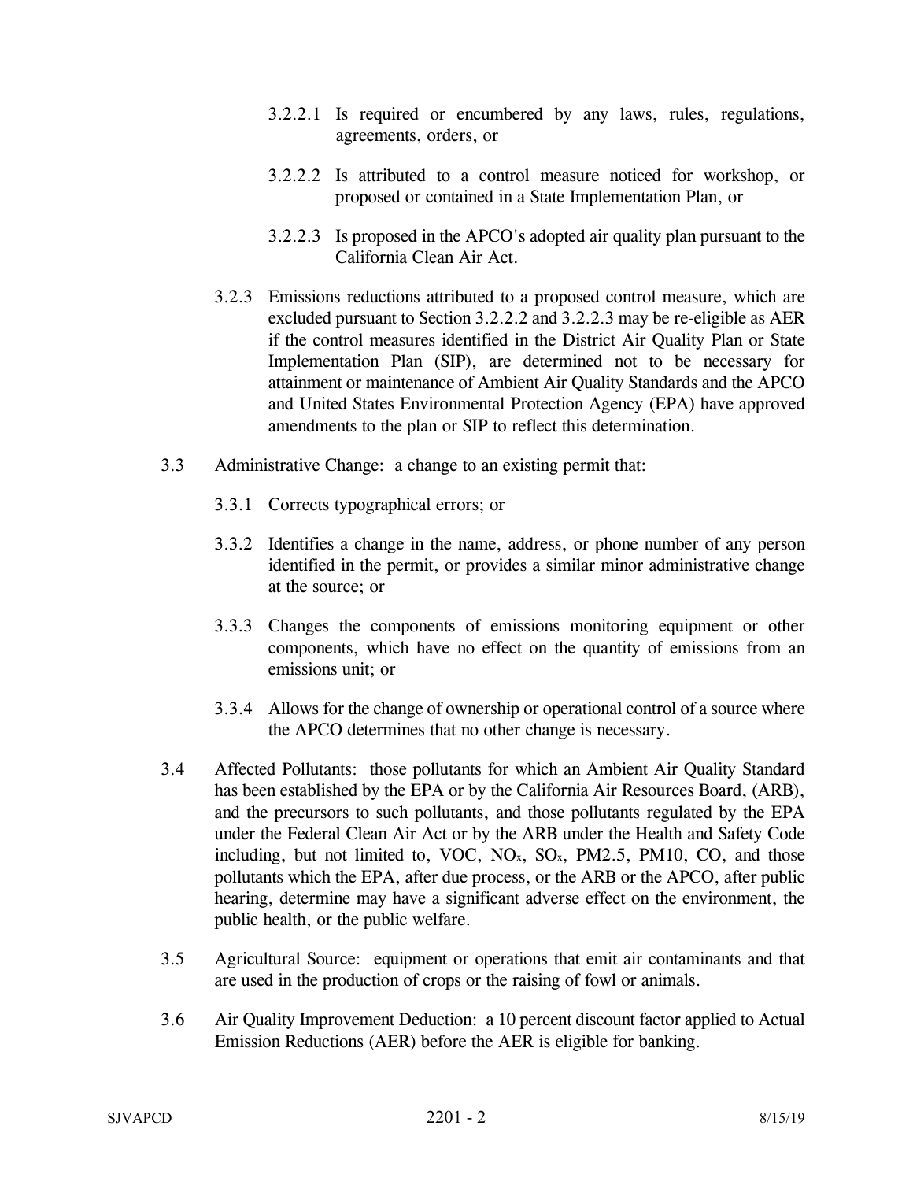3.2.2.1 Is required or encumbered by any laws, rules, regulations, agreements, orders, or

3.2.2.2 Is attributed to a control measure noticed for workshop, or proposed or contained in a State Implementation Plan, or

3.2.2.3 Is proposed in the APCO's adopted air quality plan pursuant to the California Clean Air Act.

3.2.3 Emissions reductions attributed to a proposed control measure, which are excluded pursuant to Section 3.2.2.2 and 3.2.2.3 may be re-eligible as AER if the control measures identified in the District Air Quality Plan or State Implementation Plan (SIP), are determined not to be necessary for attainment or maintenance of Ambient Air Quality Standards and the APCO and United States Environmental Protection Agency (EPA) have approved amendments to the plan or SIP to reflect this determination.

3.3 Administrative Change: a change to an existing permit that:

3.3.1 Corrects typographical errors; or

3.3.2 Identifies a change in the name, address, or phone number of any person identified in the permit, or provides a similar minor administrative change at the source; or

3.3.3 Changes the components of emissions monitoring equipment or other components, which have no effect on the quantity of emissions from an emissions unit; or

3.3.4 Allows for the change of ownership or operational control of a source where the APCO determines that no other change is necessary.

3.4 Affected Pollutants: those pollutants for which an Ambient Air Quality Standard has been established by the EPA or by the California Air Resources Board, (ARB), and the precursors to such pollutants, and those pollutants regulated by the EPA under the Federal Clean Air Act or by the ARB under the Health and Safety Code including, but not limited to, VOC, $NO_x$, $SO_x$, PM2.5, PM10, CO, and those pollutants which the EPA, after due process, or the ARB or the APCO, after public hearing, determine may have a significant adverse effect on the environment, the public health, or the public welfare.

3.5 Agricultural Source: equipment or operations that emit air contaminants and that are used in the production of crops or the raising of fowl or animals.

3.6 Air Quality Improvement Deduction: a 10 percent discount factor applied to Actual Emission Reductions (AER) before the AER is eligible for banking.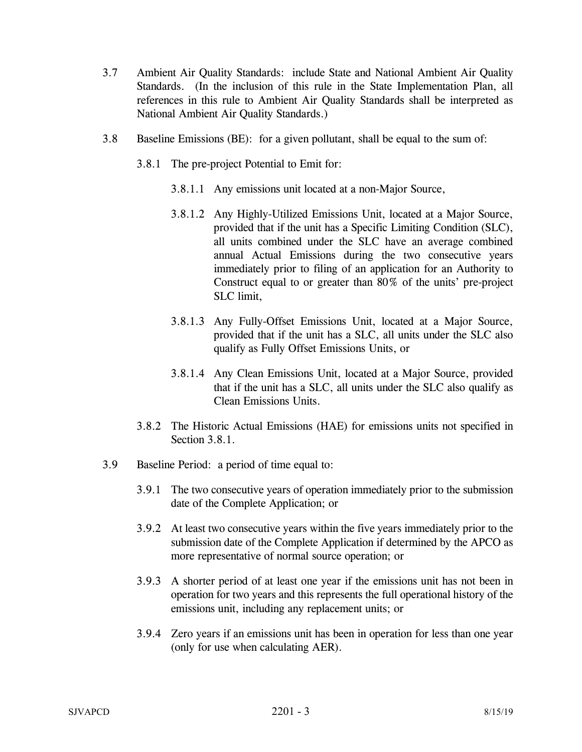3.7 Ambient Air Quality Standards: include State and National Ambient Air Quality Standards. (In the inclusion of this rule in the State Implementation Plan, all references in this rule to Ambient Air Quality Standards shall be interpreted as National Ambient Air Quality Standards.)

3.8 Baseline Emissions (BE): for a given pollutant, shall be equal to the sum of:

3.8.1 The pre-project Potential to Emit for:

3.8.1.1 Any emissions unit located at a non-Major Source,

3.8.1.2 Any Highly-Utilized Emissions Unit, located at a Major Source, provided that if the unit has a Specific Limiting Condition (SLC), all units combined under the SLC have an average combined annual Actual Emissions during the two consecutive years immediately prior to filing of an application for an Authority to Construct equal to or greater than 80% of the units' pre-project SLC limit,

3.8.1.3 Any Fully-Offset Emissions Unit, located at a Major Source, provided that if the unit has a SLC, all units under the SLC also qualify as Fully Offset Emissions Units, or

3.8.1.4 Any Clean Emissions Unit, located at a Major Source, provided that if the unit has a SLC, all units under the SLC also qualify as Clean Emissions Units.

3.8.2 The Historic Actual Emissions (HAE) for emissions units not specified in Section 3.8.1.

3.9 Baseline Period: a period of time equal to:

3.9.1 The two consecutive years of operation immediately prior to the submission date of the Complete Application; or

3.9.2 At least two consecutive years within the five years immediately prior to the submission date of the Complete Application if determined by the APCO as more representative of normal source operation; or

3.9.3 A shorter period of at least one year if the emissions unit has not been in operation for two years and this represents the full operational history of the emissions unit, including any replacement units; or

3.9.4 Zero years if an emissions unit has been in operation for less than one year (only for use when calculating AER).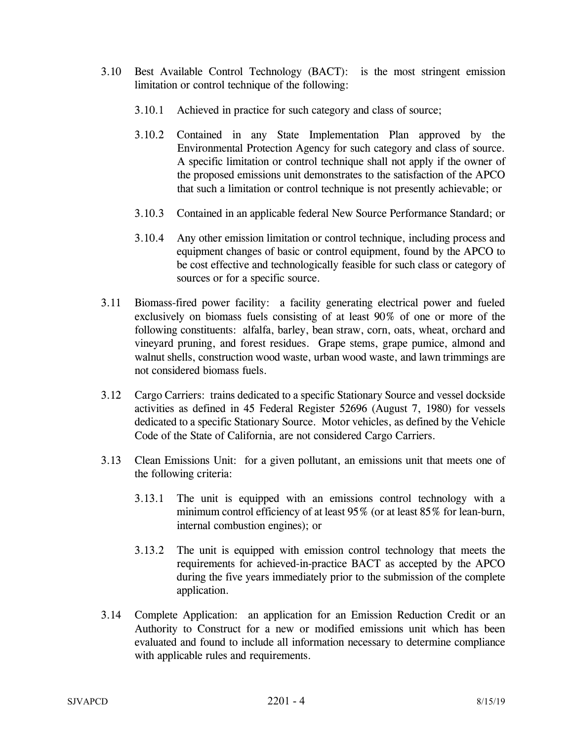3.10 Best Available Control Technology (BACT): is the most stringent emission limitation or control technique of the following:

3.10.1 Achieved in practice for such category and class of source;

3.10.2 Contained in any State Implementation Plan approved by the Environmental Protection Agency for such category and class of source. A specific limitation or control technique shall not apply if the owner of the proposed emissions unit demonstrates to the satisfaction of the APCO that such a limitation or control technique is not presently achievable; or

3.10.3 Contained in an applicable federal New Source Performance Standard; or

3.10.4 Any other emission limitation or control technique, including process and equipment changes of basic or control equipment, found by the APCO to be cost effective and technologically feasible for such class or category of sources or for a specific source.

3.11 Biomass-fired power facility: a facility generating electrical power and fueled exclusively on biomass fuels consisting of at least 90% of one or more of the following constituents: alfalfa, barley, bean straw, corn, oats, wheat, orchard and vineyard pruning, and forest residues. Grape stems, grape pumice, almond and walnut shells, construction wood waste, urban wood waste, and lawn trimmings are not considered biomass fuels.

3.12 Cargo Carriers: trains dedicated to a specific Stationary Source and vessel dockside activities as defined in 45 Federal Register 52696 (August 7, 1980) for vessels dedicated to a specific Stationary Source. Motor vehicles, as defined by the Vehicle Code of the State of California, are not considered Cargo Carriers.

3.13 Clean Emissions Unit: for a given pollutant, an emissions unit that meets one of the following criteria:

3.13.1 The unit is equipped with an emissions control technology with a minimum control efficiency of at least 95% (or at least 85% for lean-burn, internal combustion engines); or

3.13.2 The unit is equipped with emission control technology that meets the requirements for achieved-in-practice BACT as accepted by the APCO during the five years immediately prior to the submission of the complete application.

3.14 Complete Application: an application for an Emission Reduction Credit or an Authority to Construct for a new or modified emissions unit which has been evaluated and found to include all information necessary to determine compliance with applicable rules and requirements.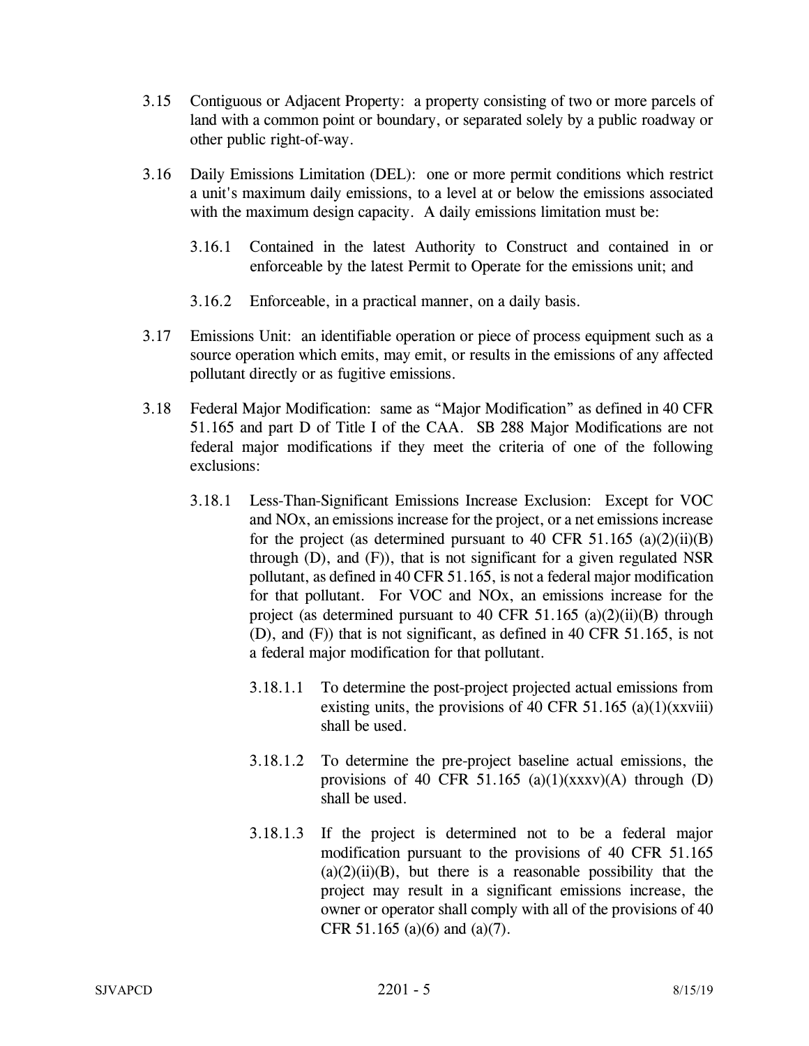3.15 Contiguous or Adjacent Property: a property consisting of two or more parcels of land with a common point or boundary, or separated solely by a public roadway or other public right-of-way.

3.16 Daily Emissions Limitation (DEL): one or more permit conditions which restrict a unit's maximum daily emissions, to a level at or below the emissions associated with the maximum design capacity. A daily emissions limitation must be:

3.16.1 Contained in the latest Authority to Construct and contained in or enforceable by the latest Permit to Operate for the emissions unit; and

3.16.2 Enforceable, in a practical manner, on a daily basis.

3.17 Emissions Unit: an identifiable operation or piece of process equipment such as a source operation which emits, may emit, or results in the emissions of any affected pollutant directly or as fugitive emissions.

3.18 Federal Major Modification: same as "Major Modification" as defined in 40 CFR 51.165 and part D of Title I of the CAA. SB 288 Major Modifications are not federal major modifications if they meet the criteria of one of the following exclusions:

3.18.1 Less-Than-Significant Emissions Increase Exclusion: Except for VOC and NOx, an emissions increase for the project, or a net emissions increase for the project (as determined pursuant to 40 CFR 51.165 (a)(2)(ii)(B) through (D), and (F)), that is not significant for a given regulated NSR pollutant, as defined in 40 CFR 51.165, is not a federal major modification for that pollutant. For VOC and NOx, an emissions increase for the project (as determined pursuant to 40 CFR 51.165 (a)(2)(ii)(B) through (D), and (F)) that is not significant, as defined in 40 CFR 51.165, is not a federal major modification for that pollutant.

3.18.1.1 To determine the post-project projected actual emissions from existing units, the provisions of 40 CFR 51.165 (a)(1)(xxviii) shall be used.

3.18.1.2 To determine the pre-project baseline actual emissions, the provisions of 40 CFR 51.165 (a)(1)(xxxv)(A) through (D) shall be used.

3.18.1.3 If the project is determined not to be a federal major modification pursuant to the provisions of 40 CFR 51.165 (a)(2)(ii)(B), but there is a reasonable possibility that the project may result in a significant emissions increase, the owner or operator shall comply with all of the provisions of 40 CFR 51.165 (a)(6) and (a)(7).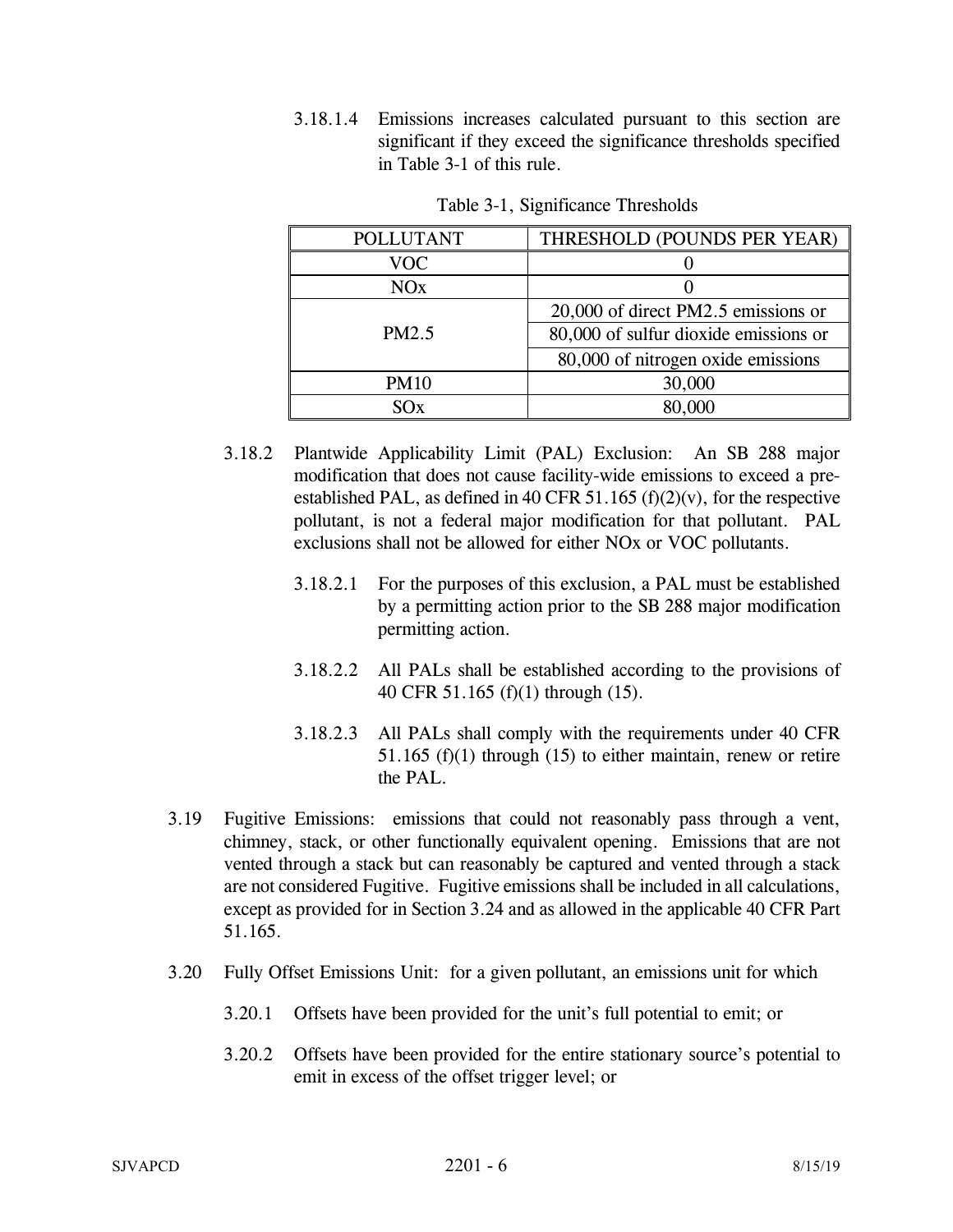3.18.1.4 Emissions increases calculated pursuant to this section are significant if they exceed the significance thresholds specified in Table 3-1 of this rule.

Table 3-1, Significance Thresholds

| POLLUTANT | THRESHOLD (POUNDS PER YEAR) |
|---|---|
| VOC | 0 |
| NOx | 0 |
| PM2.5 | 20,000 of direct PM2.5 emissions or |
| | 80,000 of sulfur dioxide emissions or |
| | 80,000 of nitrogen oxide emissions |
| PM10 | 30,000 |
| SOx | 80,000 |

3.18.2 Plantwide Applicability Limit (PAL) Exclusion: An SB 288 major modification that does not cause facility-wide emissions to exceed a pre-established PAL, as defined in 40 CFR 51.165 (f)(2)(v), for the respective pollutant, is not a federal major modification for that pollutant. PAL exclusions shall not be allowed for either NOx or VOC pollutants.

3.18.2.1 For the purposes of this exclusion, a PAL must be established by a permitting action prior to the SB 288 major modification permitting action.

3.18.2.2 All PALs shall be established according to the provisions of 40 CFR 51.165 (f)(1) through (15).

3.18.2.3 All PALs shall comply with the requirements under 40 CFR 51.165 (f)(1) through (15) to either maintain, renew or retire the PAL.

3.19 Fugitive Emissions: emissions that could not reasonably pass through a vent, chimney, stack, or other functionally equivalent opening. Emissions that are not vented through a stack but can reasonably be captured and vented through a stack are not considered Fugitive. Fugitive emissions shall be included in all calculations, except as provided for in Section 3.24 and as allowed in the applicable 40 CFR Part 51.165.

3.20 Fully Offset Emissions Unit: for a given pollutant, an emissions unit for which

3.20.1 Offsets have been provided for the unit's full potential to emit; or

3.20.2 Offsets have been provided for the entire stationary source's potential to emit in excess of the offset trigger level; or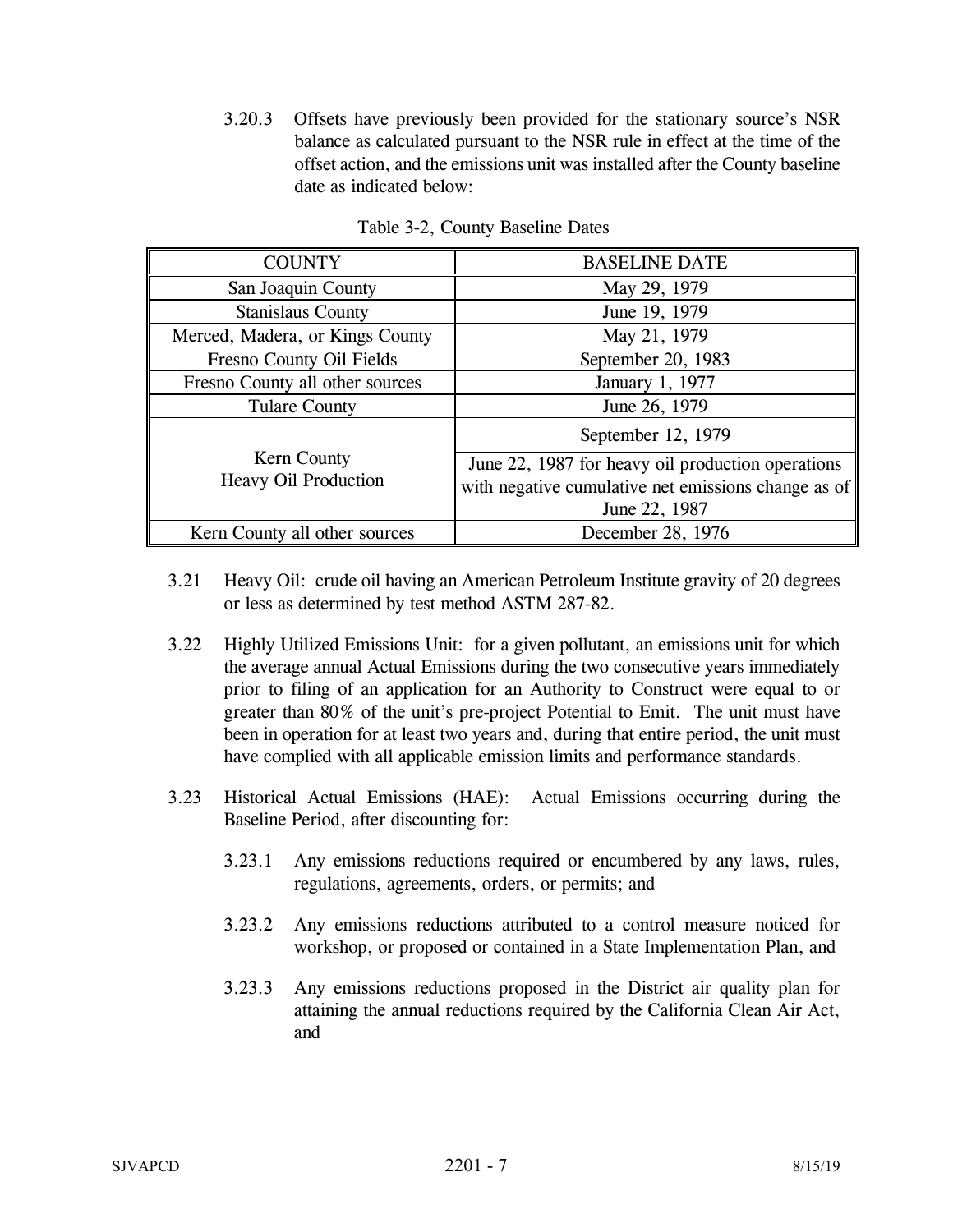3.20.3 Offsets have previously been provided for the stationary source's NSR balance as calculated pursuant to the NSR rule in effect at the time of the offset action, and the emissions unit was installed after the County baseline date as indicated below:

Table 3-2, County Baseline Dates

| COUNTY | BASELINE DATE |
|---|---|
| San Joaquin County | May 29, 1979 |
| Stanislaus County | June 19, 1979 |
| Merced, Madera, or Kings County | May 21, 1979 |
| Fresno County Oil Fields | September 20, 1983 |
| Fresno County all other sources | January 1, 1977 |
| Tulare County | June 26, 1979 |
| Kern County Heavy Oil Production | September 12, 1979 |
| | June 22, 1987 for heavy oil production operations with negative cumulative net emissions change as of June 22, 1987 |
| Kern County all other sources | December 28, 1976 |

3.21 Heavy Oil: crude oil having an American Petroleum Institute gravity of 20 degrees or less as determined by test method ASTM 287-82.

3.22 Highly Utilized Emissions Unit: for a given pollutant, an emissions unit for which the average annual Actual Emissions during the two consecutive years immediately prior to filing of an application for an Authority to Construct were equal to or greater than 80% of the unit's pre-project Potential to Emit. The unit must have been in operation for at least two years and, during that entire period, the unit must have complied with all applicable emission limits and performance standards.

3.23 Historical Actual Emissions (HAE): Actual Emissions occurring during the Baseline Period, after discounting for:

3.23.1 Any emissions reductions required or encumbered by any laws, rules, regulations, agreements, orders, or permits; and

3.23.2 Any emissions reductions attributed to a control measure noticed for workshop, or proposed or contained in a State Implementation Plan, and

3.23.3 Any emissions reductions proposed in the District air quality plan for attaining the annual reductions required by the California Clean Air Act, and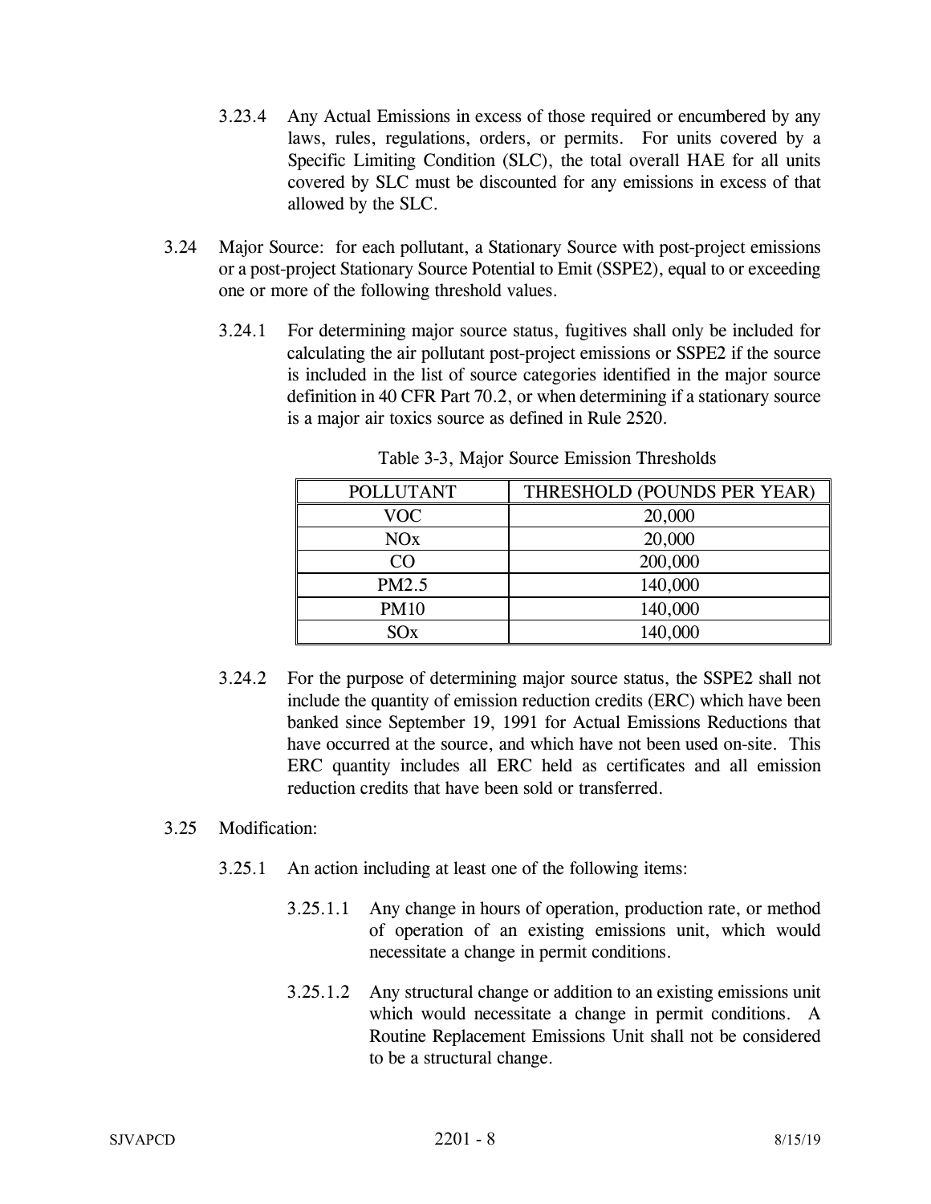3.23.4 Any Actual Emissions in excess of those required or encumbered by any laws, rules, regulations, orders, or permits. For units covered by a Specific Limiting Condition (SLC), the total overall HAE for all units covered by SLC must be discounted for any emissions in excess of that allowed by the SLC.

3.24 Major Source: for each pollutant, a Stationary Source with post-project emissions or a post-project Stationary Source Potential to Emit (SSPE2), equal to or exceeding one or more of the following threshold values.

3.24.1 For determining major source status, fugitives shall only be included for calculating the air pollutant post-project emissions or SSPE2 if the source is included in the list of source categories identified in the major source definition in 40 CFR Part 70.2, or when determining if a stationary source is a major air toxics source as defined in Rule 2520.

Table 3-3, Major Source Emission Thresholds

| POLLUTANT | THRESHOLD (POUNDS PER YEAR) |
|---|---|
| VOC | 20,000 |
| NOx | 20,000 |
| CO | 200,000 |
| PM2.5 | 140,000 |
| PM10 | 140,000 |
| SOx | 140,000 |

3.24.2 For the purpose of determining major source status, the SSPE2 shall not include the quantity of emission reduction credits (ERC) which have been banked since September 19, 1991 for Actual Emissions Reductions that have occurred at the source, and which have not been used on-site. This ERC quantity includes all ERC held as certificates and all emission reduction credits that have been sold or transferred.

3.25 Modification:

3.25.1 An action including at least one of the following items:

3.25.1.1 Any change in hours of operation, production rate, or method of operation of an existing emissions unit, which would necessitate a change in permit conditions.

3.25.1.2 Any structural change or addition to an existing emissions unit which would necessitate a change in permit conditions. A Routine Replacement Emissions Unit shall not be considered to be a structural change.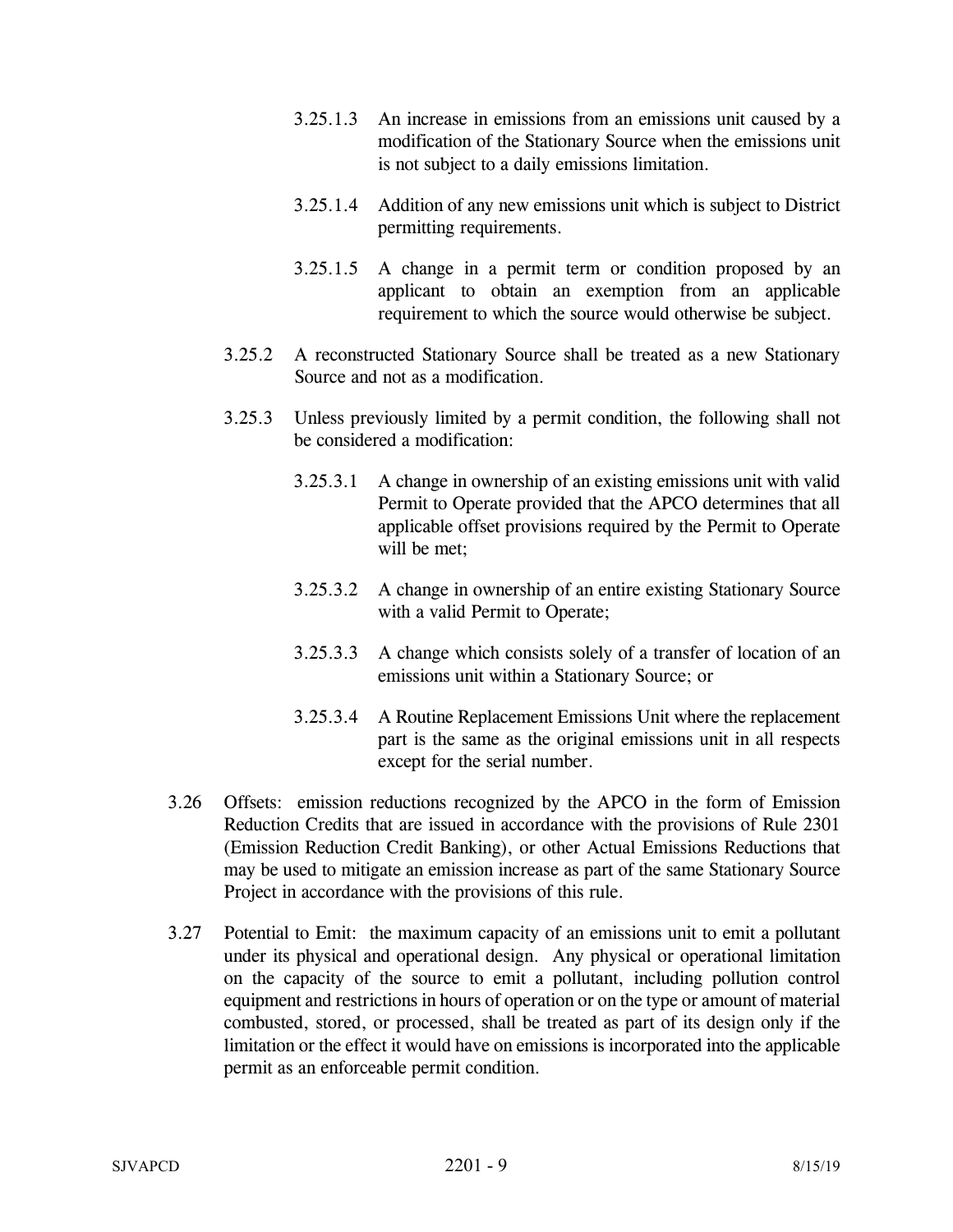3.25.1.3 An increase in emissions from an emissions unit caused by a modification of the Stationary Source when the emissions unit is not subject to a daily emissions limitation.

3.25.1.4 Addition of any new emissions unit which is subject to District permitting requirements.

3.25.1.5 A change in a permit term or condition proposed by an applicant to obtain an exemption from an applicable requirement to which the source would otherwise be subject.

3.25.2 A reconstructed Stationary Source shall be treated as a new Stationary Source and not as a modification.

3.25.3 Unless previously limited by a permit condition, the following shall not be considered a modification:

3.25.3.1 A change in ownership of an existing emissions unit with valid Permit to Operate provided that the APCO determines that all applicable offset provisions required by the Permit to Operate will be met;

3.25.3.2 A change in ownership of an entire existing Stationary Source with a valid Permit to Operate;

3.25.3.3 A change which consists solely of a transfer of location of an emissions unit within a Stationary Source; or

3.25.3.4 A Routine Replacement Emissions Unit where the replacement part is the same as the original emissions unit in all respects except for the serial number.

3.26 Offsets: emission reductions recognized by the APCO in the form of Emission Reduction Credits that are issued in accordance with the provisions of Rule 2301 (Emission Reduction Credit Banking), or other Actual Emissions Reductions that may be used to mitigate an emission increase as part of the same Stationary Source Project in accordance with the provisions of this rule.

3.27 Potential to Emit: the maximum capacity of an emissions unit to emit a pollutant under its physical and operational design. Any physical or operational limitation on the capacity of the source to emit a pollutant, including pollution control equipment and restrictions in hours of operation or on the type or amount of material combusted, stored, or processed, shall be treated as part of its design only if the limitation or the effect it would have on emissions is incorporated into the applicable permit as an enforceable permit condition.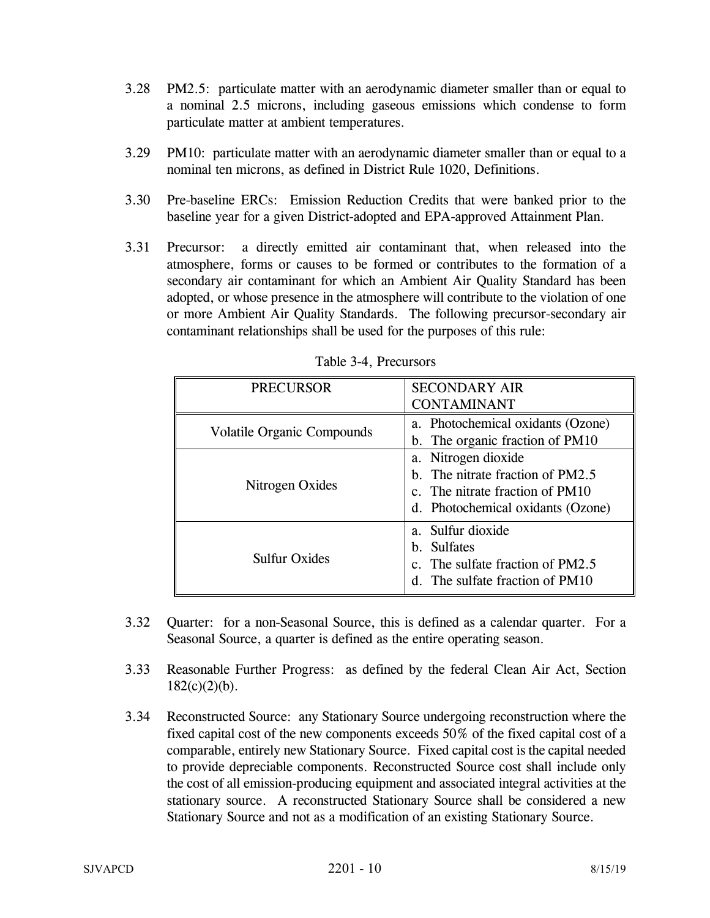3.28 PM2.5: particulate matter with an aerodynamic diameter smaller than or equal to a nominal 2.5 microns, including gaseous emissions which condense to form particulate matter at ambient temperatures.

3.29 PM10: particulate matter with an aerodynamic diameter smaller than or equal to a nominal ten microns, as defined in District Rule 1020, Definitions.

3.30 Pre-baseline ERCs: Emission Reduction Credits that were banked prior to the baseline year for a given District-adopted and EPA-approved Attainment Plan.

3.31 Precursor: a directly emitted air contaminant that, when released into the atmosphere, forms or causes to be formed or contributes to the formation of a secondary air contaminant for which an Ambient Air Quality Standard has been adopted, or whose presence in the atmosphere will contribute to the violation of one or more Ambient Air Quality Standards. The following precursor-secondary air contaminant relationships shall be used for the purposes of this rule:

Table 3-4, Precursors

| PRECURSOR | SECONDARY AIR CONTAMINANT |
|---|---|
| Volatile Organic Compounds | a. Photochemical oxidants (Ozone)<br>b. The organic fraction of PM10 |
| Nitrogen Oxides | a. Nitrogen dioxide<br>b. The nitrate fraction of PM2.5<br>c. The nitrate fraction of PM10<br>d. Photochemical oxidants (Ozone) |
| Sulfur Oxides | a. Sulfur dioxide<br>b. Sulfates<br>c. The sulfate fraction of PM2.5<br>d. The sulfate fraction of PM10 |

3.32 Quarter: for a non-Seasonal Source, this is defined as a calendar quarter. For a Seasonal Source, a quarter is defined as the entire operating season.

3.33 Reasonable Further Progress: as defined by the federal Clean Air Act, Section 182(c)(2)(b).

3.34 Reconstructed Source: any Stationary Source undergoing reconstruction where the fixed capital cost of the new components exceeds 50% of the fixed capital cost of a comparable, entirely new Stationary Source. Fixed capital cost is the capital needed to provide depreciable components. Reconstructed Source cost shall include only the cost of all emission-producing equipment and associated integral activities at the stationary source. A reconstructed Stationary Source shall be considered a new Stationary Source and not as a modification of an existing Stationary Source.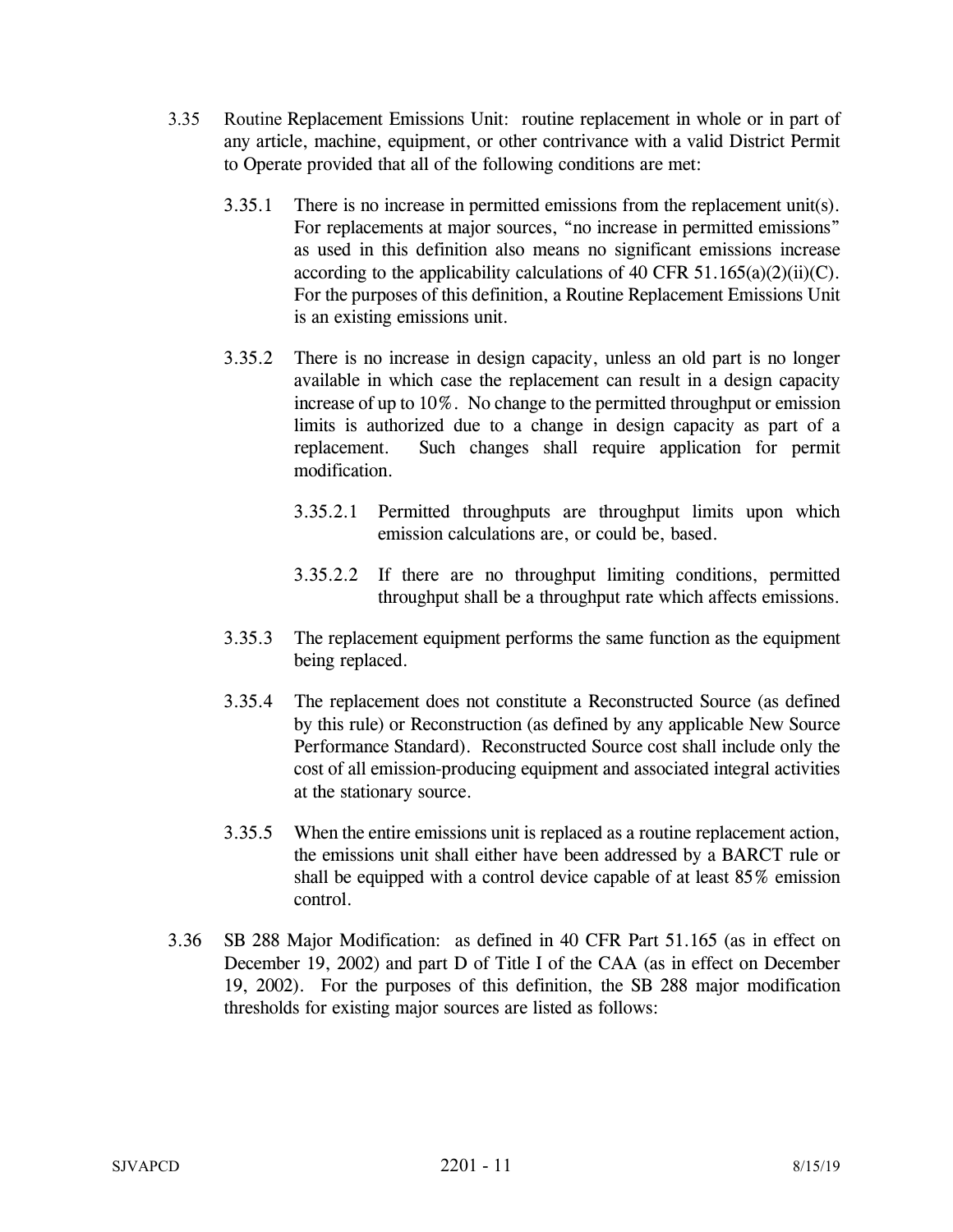3.35 Routine Replacement Emissions Unit: routine replacement in whole or in part of any article, machine, equipment, or other contrivance with a valid District Permit to Operate provided that all of the following conditions are met:

3.35.1 There is no increase in permitted emissions from the replacement unit(s). For replacements at major sources, "no increase in permitted emissions" as used in this definition also means no significant emissions increase according to the applicability calculations of 40 CFR 51.165(a)(2)(ii)(C). For the purposes of this definition, a Routine Replacement Emissions Unit is an existing emissions unit.

3.35.2 There is no increase in design capacity, unless an old part is no longer available in which case the replacement can result in a design capacity increase of up to 10%. No change to the permitted throughput or emission limits is authorized due to a change in design capacity as part of a replacement. Such changes shall require application for permit modification.

3.35.2.1 Permitted throughputs are throughput limits upon which emission calculations are, or could be, based.

3.35.2.2 If there are no throughput limiting conditions, permitted throughput shall be a throughput rate which affects emissions.

3.35.3 The replacement equipment performs the same function as the equipment being replaced.

3.35.4 The replacement does not constitute a Reconstructed Source (as defined by this rule) or Reconstruction (as defined by any applicable New Source Performance Standard). Reconstructed Source cost shall include only the cost of all emission-producing equipment and associated integral activities at the stationary source.

3.35.5 When the entire emissions unit is replaced as a routine replacement action, the emissions unit shall either have been addressed by a BARCT rule or shall be equipped with a control device capable of at least 85% emission control.

3.36 SB 288 Major Modification: as defined in 40 CFR Part 51.165 (as in effect on December 19, 2002) and part D of Title I of the CAA (as in effect on December 19, 2002). For the purposes of this definition, the SB 288 major modification thresholds for existing major sources are listed as follows: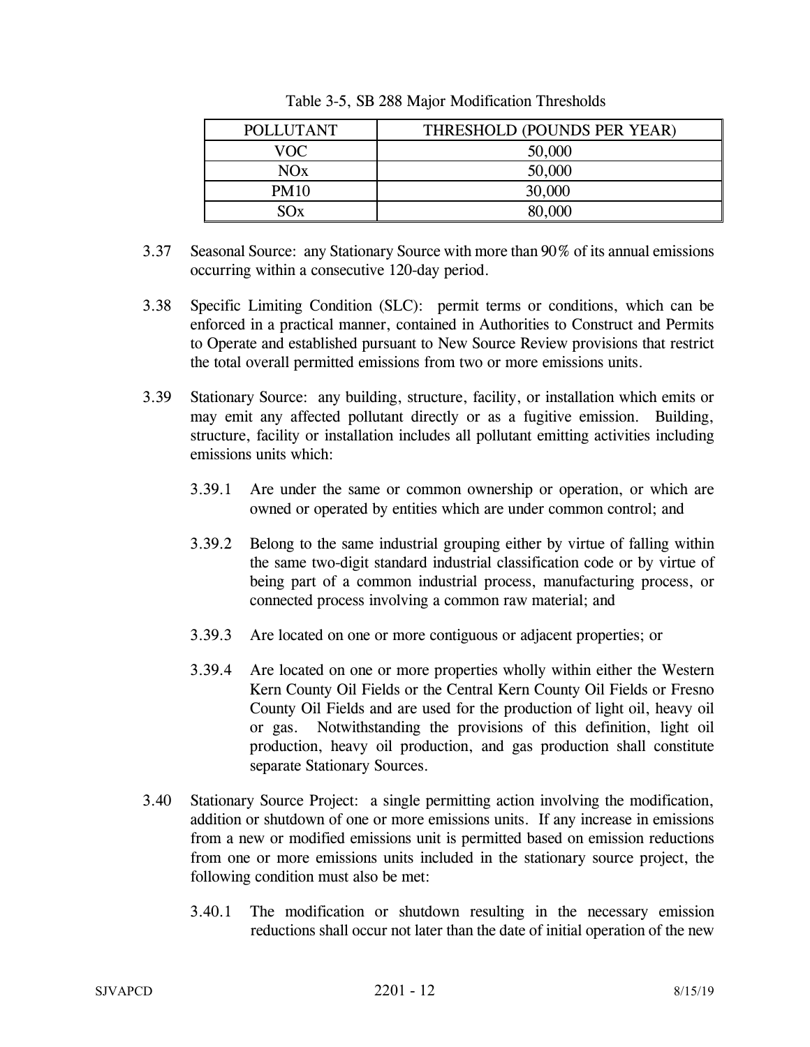Table 3-5, SB 288 Major Modification Thresholds

| POLLUTANT | THRESHOLD (POUNDS PER YEAR) |
|---|---|
| VOC | 50,000 |
| NOx | 50,000 |
| PM10 | 30,000 |
| SOx | 80,000 |

3.37 Seasonal Source: any Stationary Source with more than 90% of its annual emissions occurring within a consecutive 120-day period.

3.38 Specific Limiting Condition (SLC): permit terms or conditions, which can be enforced in a practical manner, contained in Authorities to Construct and Permits to Operate and established pursuant to New Source Review provisions that restrict the total overall permitted emissions from two or more emissions units.

3.39 Stationary Source: any building, structure, facility, or installation which emits or may emit any affected pollutant directly or as a fugitive emission. Building, structure, facility or installation includes all pollutant emitting activities including emissions units which:

3.39.1 Are under the same or common ownership or operation, or which are owned or operated by entities which are under common control; and

3.39.2 Belong to the same industrial grouping either by virtue of falling within the same two-digit standard industrial classification code or by virtue of being part of a common industrial process, manufacturing process, or connected process involving a common raw material; and

3.39.3 Are located on one or more contiguous or adjacent properties; or

3.39.4 Are located on one or more properties wholly within either the Western Kern County Oil Fields or the Central Kern County Oil Fields or Fresno County Oil Fields and are used for the production of light oil, heavy oil or gas. Notwithstanding the provisions of this definition, light oil production, heavy oil production, and gas production shall constitute separate Stationary Sources.

3.40 Stationary Source Project: a single permitting action involving the modification, addition or shutdown of one or more emissions units. If any increase in emissions from a new or modified emissions unit is permitted based on emission reductions from one or more emissions units included in the stationary source project, the following condition must also be met:

3.40.1 The modification or shutdown resulting in the necessary emission reductions shall occur not later than the date of initial operation of the new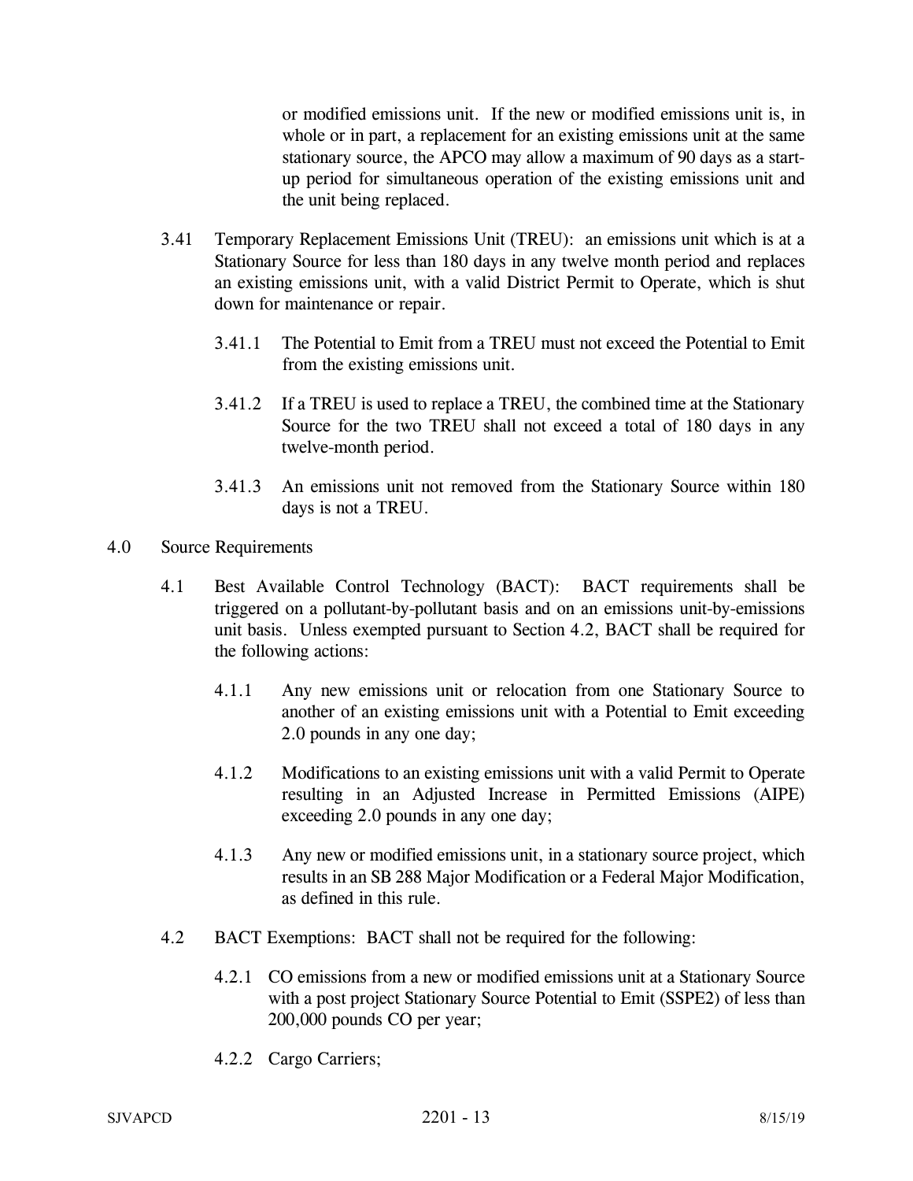or modified emissions unit. If the new or modified emissions unit is, in whole or in part, a replacement for an existing emissions unit at the same stationary source, the APCO may allow a maximum of 90 days as a start-up period for simultaneous operation of the existing emissions unit and the unit being replaced.

3.41 Temporary Replacement Emissions Unit (TREU): an emissions unit which is at a Stationary Source for less than 180 days in any twelve month period and replaces an existing emissions unit, with a valid District Permit to Operate, which is shut down for maintenance or repair.

3.41.1 The Potential to Emit from a TREU must not exceed the Potential to Emit from the existing emissions unit.

3.41.2 If a TREU is used to replace a TREU, the combined time at the Stationary Source for the two TREU shall not exceed a total of 180 days in any twelve-month period.

3.41.3 An emissions unit not removed from the Stationary Source within 180 days is not a TREU.

## 4.0 Source Requirements

4.1 Best Available Control Technology (BACT): BACT requirements shall be triggered on a pollutant-by-pollutant basis and on an emissions unit-by-emissions unit basis. Unless exempted pursuant to Section 4.2, BACT shall be required for the following actions:

4.1.1 Any new emissions unit or relocation from one Stationary Source to another of an existing emissions unit with a Potential to Emit exceeding 2.0 pounds in any one day;

4.1.2 Modifications to an existing emissions unit with a valid Permit to Operate resulting in an Adjusted Increase in Permitted Emissions (AIPE) exceeding 2.0 pounds in any one day;

4.1.3 Any new or modified emissions unit, in a stationary source project, which results in an SB 288 Major Modification or a Federal Major Modification, as defined in this rule.

4.2 BACT Exemptions: BACT shall not be required for the following:

4.2.1 CO emissions from a new or modified emissions unit at a Stationary Source with a post project Stationary Source Potential to Emit (SSPE2) of less than 200,000 pounds CO per year;

4.2.2 Cargo Carriers;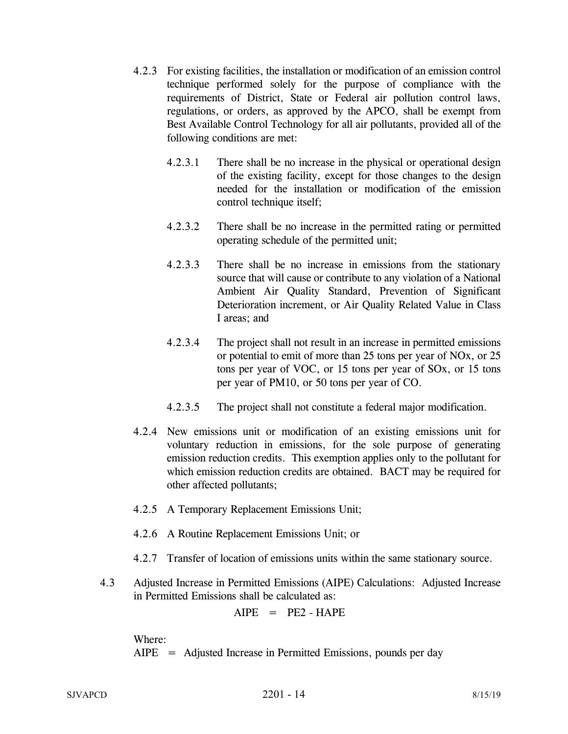4.2.3 For existing facilities, the installation or modification of an emission control technique performed solely for the purpose of compliance with the requirements of District, State or Federal air pollution control laws, regulations, or orders, as approved by the APCO, shall be exempt from Best Available Control Technology for all air pollutants, provided all of the following conditions are met:

4.2.3.1 There shall be no increase in the physical or operational design of the existing facility, except for those changes to the design needed for the installation or modification of the emission control technique itself;

4.2.3.2 There shall be no increase in the permitted rating or permitted operating schedule of the permitted unit;

4.2.3.3 There shall be no increase in emissions from the stationary source that will cause or contribute to any violation of a National Ambient Air Quality Standard, Prevention of Significant Deterioration increment, or Air Quality Related Value in Class I areas; and

4.2.3.4 The project shall not result in an increase in permitted emissions or potential to emit of more than 25 tons per year of NOx, or 25 tons per year of VOC, or 15 tons per year of SOx, or 15 tons per year of PM10, or 50 tons per year of CO.

4.2.3.5 The project shall not constitute a federal major modification.

4.2.4 New emissions unit or modification of an existing emissions unit for voluntary reduction in emissions, for the sole purpose of generating emission reduction credits. This exemption applies only to the pollutant for which emission reduction credits are obtained. BACT may be required for other affected pollutants;

4.2.5 A Temporary Replacement Emissions Unit;

4.2.6 A Routine Replacement Emissions Unit; or

4.2.7 Transfer of location of emissions units within the same stationary source.

4.3 Adjusted Increase in Permitted Emissions (AIPE) Calculations: Adjusted Increase in Permitted Emissions shall be calculated as:

$$AIPE = PE2 - HAPE$$

Where:

AIPE = Adjusted Increase in Permitted Emissions, pounds per day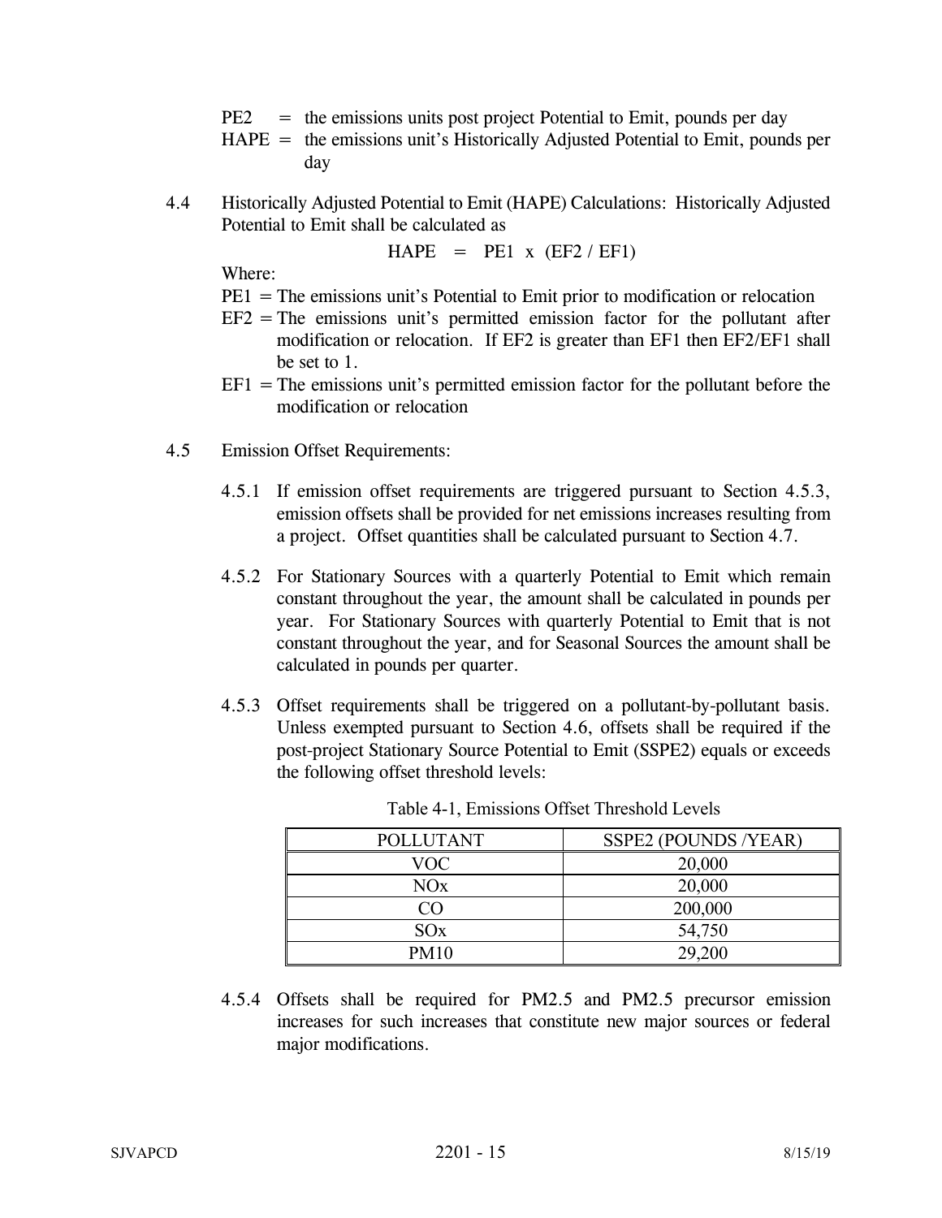PE2 = the emissions units post project Potential to Emit, pounds per day

HAPE = the emissions unit's Historically Adjusted Potential to Emit, pounds per day

4.4 Historically Adjusted Potential to Emit (HAPE) Calculations: Historically Adjusted Potential to Emit shall be calculated as

$$HAPE = PE1 \times (EF2 / EF1)$$

Where:

PE1 = The emissions unit's Potential to Emit prior to modification or relocation

EF2 = The emissions unit's permitted emission factor for the pollutant after modification or relocation. If EF2 is greater than EF1 then EF2/EF1 shall be set to 1.

EF1 = The emissions unit's permitted emission factor for the pollutant before the modification or relocation

4.5 Emission Offset Requirements:

4.5.1 If emission offset requirements are triggered pursuant to Section 4.5.3, emission offsets shall be provided for net emissions increases resulting from a project. Offset quantities shall be calculated pursuant to Section 4.7.

4.5.2 For Stationary Sources with a quarterly Potential to Emit which remain constant throughout the year, the amount shall be calculated in pounds per year. For Stationary Sources with quarterly Potential to Emit that is not constant throughout the year, and for Seasonal Sources the amount shall be calculated in pounds per quarter.

4.5.3 Offset requirements shall be triggered on a pollutant-by-pollutant basis. Unless exempted pursuant to Section 4.6, offsets shall be required if the post-project Stationary Source Potential to Emit (SSPE2) equals or exceeds the following offset threshold levels:

Table 4-1, Emissions Offset Threshold Levels

| POLLUTANT | SSPE2 (POUNDS /YEAR) |
|---|---|
| VOC | 20,000 |
| NOx | 20,000 |
| CO | 200,000 |
| SOx | 54,750 |
| PM10 | 29,200 |

4.5.4 Offsets shall be required for PM2.5 and PM2.5 precursor emission increases for such increases that constitute new major sources or federal major modifications.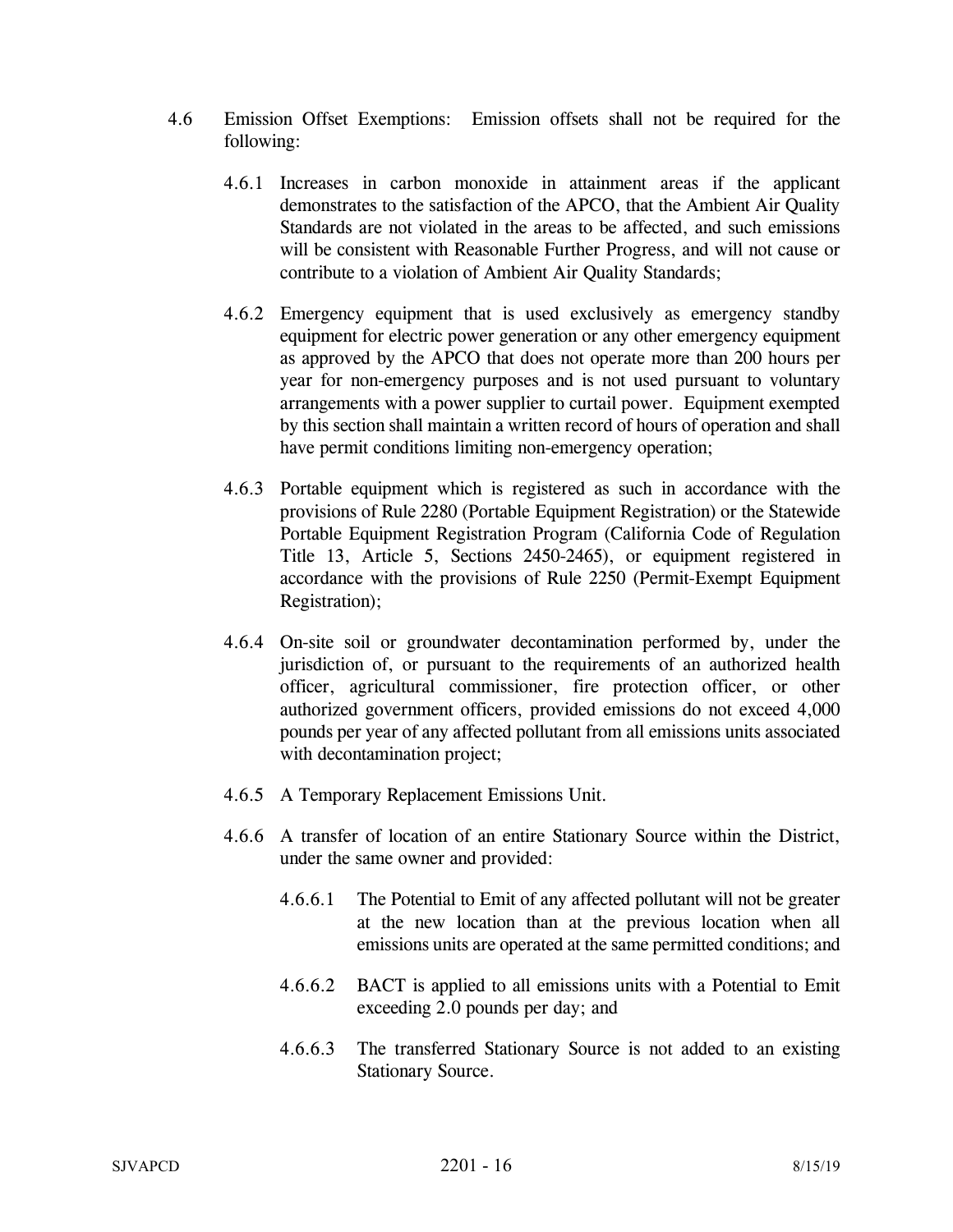4.6 Emission Offset Exemptions: Emission offsets shall not be required for the following:

4.6.1 Increases in carbon monoxide in attainment areas if the applicant demonstrates to the satisfaction of the APCO, that the Ambient Air Quality Standards are not violated in the areas to be affected, and such emissions will be consistent with Reasonable Further Progress, and will not cause or contribute to a violation of Ambient Air Quality Standards;

4.6.2 Emergency equipment that is used exclusively as emergency standby equipment for electric power generation or any other emergency equipment as approved by the APCO that does not operate more than 200 hours per year for non-emergency purposes and is not used pursuant to voluntary arrangements with a power supplier to curtail power. Equipment exempted by this section shall maintain a written record of hours of operation and shall have permit conditions limiting non-emergency operation;

4.6.3 Portable equipment which is registered as such in accordance with the provisions of Rule 2280 (Portable Equipment Registration) or the Statewide Portable Equipment Registration Program (California Code of Regulation Title 13, Article 5, Sections 2450-2465), or equipment registered in accordance with the provisions of Rule 2250 (Permit-Exempt Equipment Registration);

4.6.4 On-site soil or groundwater decontamination performed by, under the jurisdiction of, or pursuant to the requirements of an authorized health officer, agricultural commissioner, fire protection officer, or other authorized government officers, provided emissions do not exceed 4,000 pounds per year of any affected pollutant from all emissions units associated with decontamination project;

4.6.5 A Temporary Replacement Emissions Unit.

4.6.6 A transfer of location of an entire Stationary Source within the District, under the same owner and provided:

4.6.6.1 The Potential to Emit of any affected pollutant will not be greater at the new location than at the previous location when all emissions units are operated at the same permitted conditions; and

4.6.6.2 BACT is applied to all emissions units with a Potential to Emit exceeding 2.0 pounds per day; and

4.6.6.3 The transferred Stationary Source is not added to an existing Stationary Source.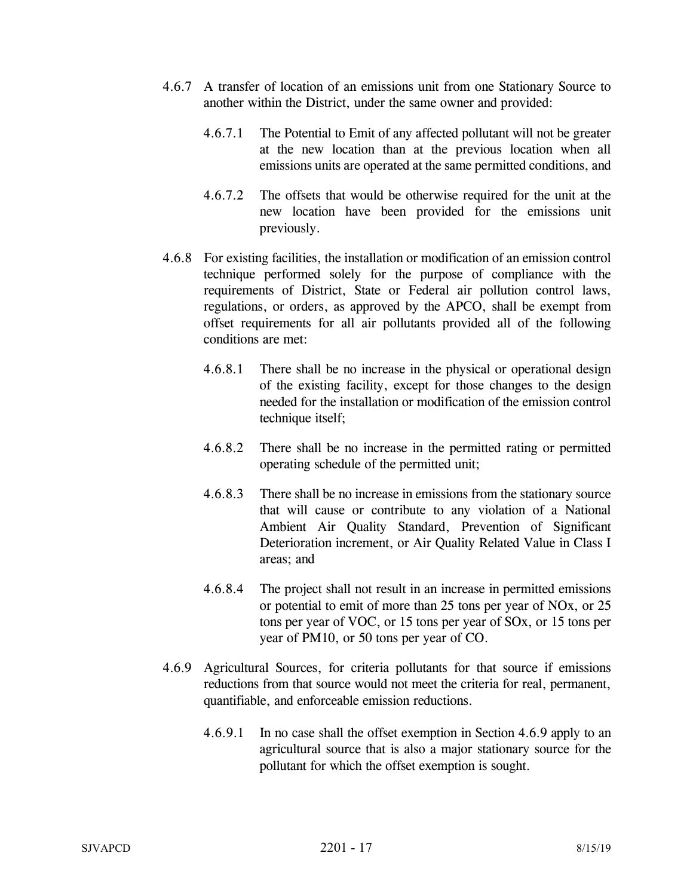4.6.7 A transfer of location of an emissions unit from one Stationary Source to another within the District, under the same owner and provided:

4.6.7.1 The Potential to Emit of any affected pollutant will not be greater at the new location than at the previous location when all emissions units are operated at the same permitted conditions, and

4.6.7.2 The offsets that would be otherwise required for the unit at the new location have been provided for the emissions unit previously.

4.6.8 For existing facilities, the installation or modification of an emission control technique performed solely for the purpose of compliance with the requirements of District, State or Federal air pollution control laws, regulations, or orders, as approved by the APCO, shall be exempt from offset requirements for all air pollutants provided all of the following conditions are met:

4.6.8.1 There shall be no increase in the physical or operational design of the existing facility, except for those changes to the design needed for the installation or modification of the emission control technique itself;

4.6.8.2 There shall be no increase in the permitted rating or permitted operating schedule of the permitted unit;

4.6.8.3 There shall be no increase in emissions from the stationary source that will cause or contribute to any violation of a National Ambient Air Quality Standard, Prevention of Significant Deterioration increment, or Air Quality Related Value in Class I areas; and

4.6.8.4 The project shall not result in an increase in permitted emissions or potential to emit of more than 25 tons per year of NOx, or 25 tons per year of VOC, or 15 tons per year of SOx, or 15 tons per year of PM10, or 50 tons per year of CO.

4.6.9 Agricultural Sources, for criteria pollutants for that source if emissions reductions from that source would not meet the criteria for real, permanent, quantifiable, and enforceable emission reductions.

4.6.9.1 In no case shall the offset exemption in Section 4.6.9 apply to an agricultural source that is also a major stationary source for the pollutant for which the offset exemption is sought.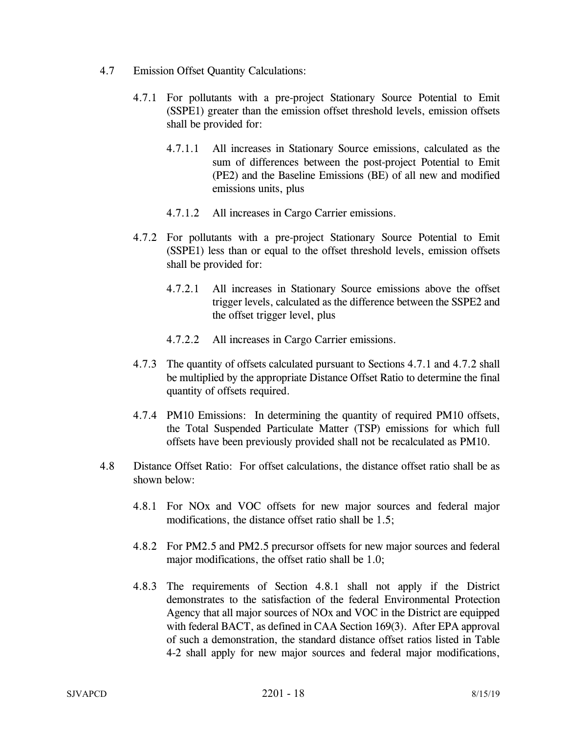4.7 Emission Offset Quantity Calculations:

4.7.1 For pollutants with a pre-project Stationary Source Potential to Emit (SSPE1) greater than the emission offset threshold levels, emission offsets shall be provided for:

4.7.1.1 All increases in Stationary Source emissions, calculated as the sum of differences between the post-project Potential to Emit (PE2) and the Baseline Emissions (BE) of all new and modified emissions units, plus

4.7.1.2 All increases in Cargo Carrier emissions.

4.7.2 For pollutants with a pre-project Stationary Source Potential to Emit (SSPE1) less than or equal to the offset threshold levels, emission offsets shall be provided for:

4.7.2.1 All increases in Stationary Source emissions above the offset trigger levels, calculated as the difference between the SSPE2 and the offset trigger level, plus

4.7.2.2 All increases in Cargo Carrier emissions.

4.7.3 The quantity of offsets calculated pursuant to Sections 4.7.1 and 4.7.2 shall be multiplied by the appropriate Distance Offset Ratio to determine the final quantity of offsets required.

4.7.4 PM10 Emissions: In determining the quantity of required PM10 offsets, the Total Suspended Particulate Matter (TSP) emissions for which full offsets have been previously provided shall not be recalculated as PM10.

4.8 Distance Offset Ratio: For offset calculations, the distance offset ratio shall be as shown below:

4.8.1 For NOx and VOC offsets for new major sources and federal major modifications, the distance offset ratio shall be 1.5;

4.8.2 For PM2.5 and PM2.5 precursor offsets for new major sources and federal major modifications, the offset ratio shall be 1.0;

4.8.3 The requirements of Section 4.8.1 shall not apply if the District demonstrates to the satisfaction of the federal Environmental Protection Agency that all major sources of NOx and VOC in the District are equipped with federal BACT, as defined in CAA Section 169(3). After EPA approval of such a demonstration, the standard distance offset ratios listed in Table 4-2 shall apply for new major sources and federal major modifications,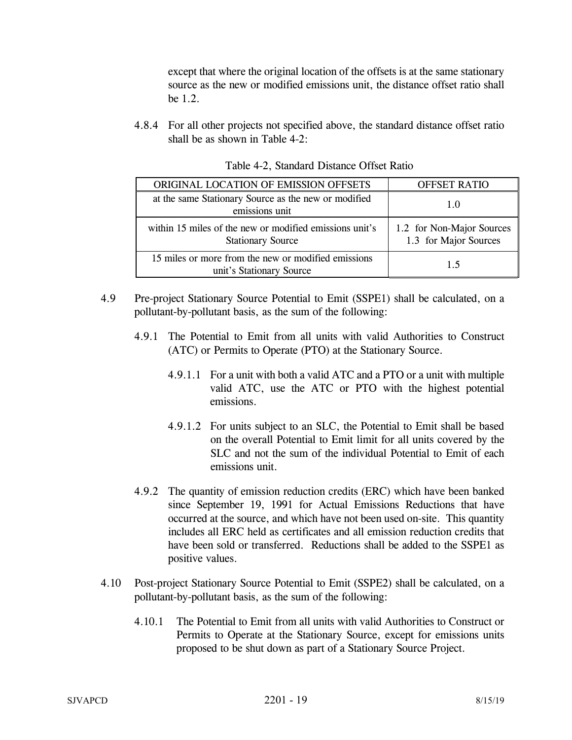except that where the original location of the offsets is at the same stationary source as the new or modified emissions unit, the distance offset ratio shall be 1.2.

4.8.4 For all other projects not specified above, the standard distance offset ratio shall be as shown in Table 4-2:

Table 4-2, Standard Distance Offset Ratio

| ORIGINAL LOCATION OF EMISSION OFFSETS | OFFSET RATIO |
|---|---|
| at the same Stationary Source as the new or modified emissions unit | 1.0 |
| within 15 miles of the new or modified emissions unit's Stationary Source | 1.2 for Non-Major Sources<br>1.3 for Major Sources |
| 15 miles or more from the new or modified emissions unit's Stationary Source | 1.5 |

4.9 Pre-project Stationary Source Potential to Emit (SSPE1) shall be calculated, on a pollutant-by-pollutant basis, as the sum of the following:

4.9.1 The Potential to Emit from all units with valid Authorities to Construct (ATC) or Permits to Operate (PTO) at the Stationary Source.

4.9.1.1 For a unit with both a valid ATC and a PTO or a unit with multiple valid ATC, use the ATC or PTO with the highest potential emissions.

4.9.1.2 For units subject to an SLC, the Potential to Emit shall be based on the overall Potential to Emit limit for all units covered by the SLC and not the sum of the individual Potential to Emit of each emissions unit.

4.9.2 The quantity of emission reduction credits (ERC) which have been banked since September 19, 1991 for Actual Emissions Reductions that have occurred at the source, and which have not been used on-site. This quantity includes all ERC held as certificates and all emission reduction credits that have been sold or transferred. Reductions shall be added to the SSPE1 as positive values.

4.10 Post-project Stationary Source Potential to Emit (SSPE2) shall be calculated, on a pollutant-by-pollutant basis, as the sum of the following:

4.10.1 The Potential to Emit from all units with valid Authorities to Construct or Permits to Operate at the Stationary Source, except for emissions units proposed to be shut down as part of a Stationary Source Project.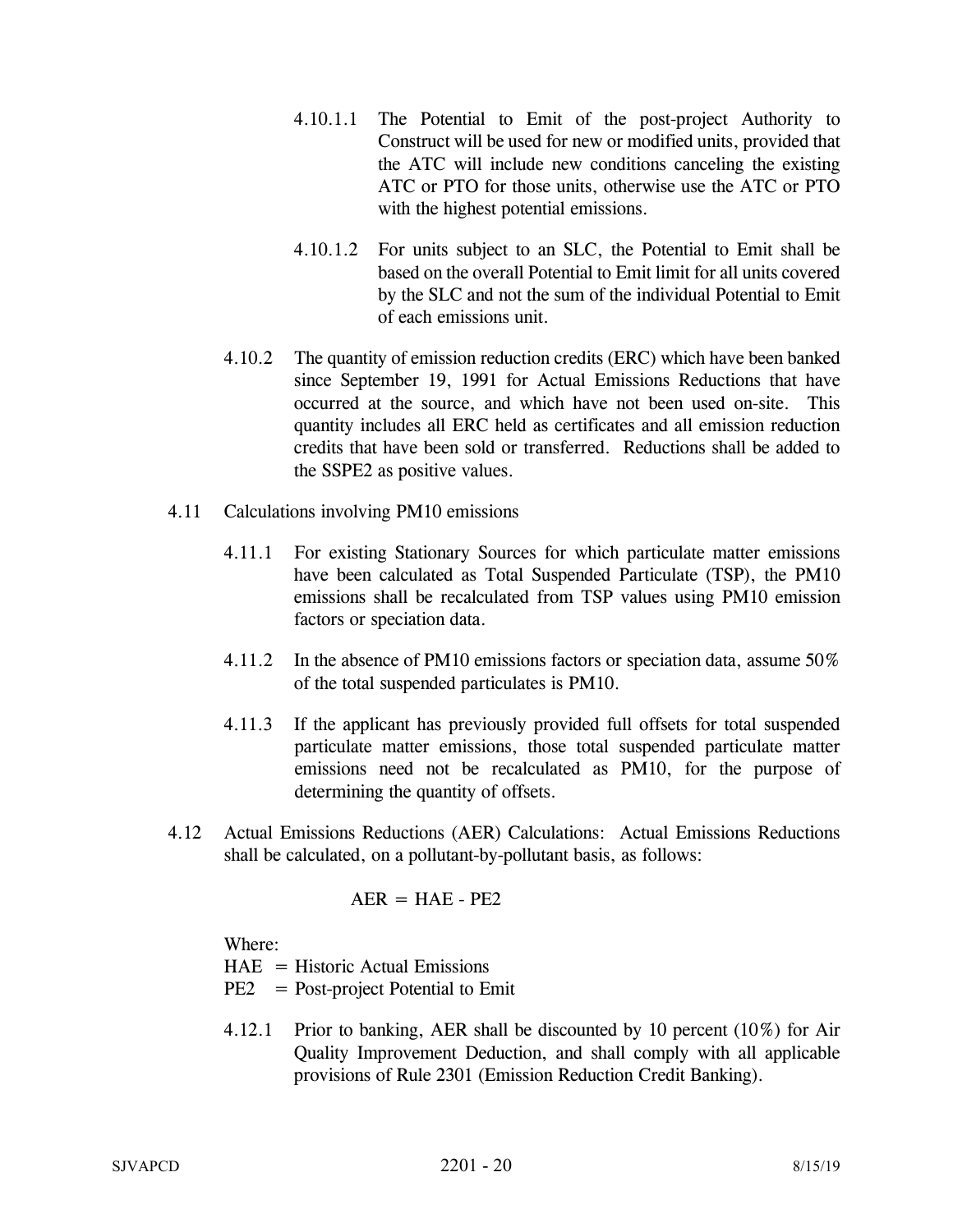4.10.1.1 The Potential to Emit of the post-project Authority to Construct will be used for new or modified units, provided that the ATC will include new conditions canceling the existing ATC or PTO for those units, otherwise use the ATC or PTO with the highest potential emissions.

4.10.1.2 For units subject to an SLC, the Potential to Emit shall be based on the overall Potential to Emit limit for all units covered by the SLC and not the sum of the individual Potential to Emit of each emissions unit.

4.10.2 The quantity of emission reduction credits (ERC) which have been banked since September 19, 1991 for Actual Emissions Reductions that have occurred at the source, and which have not been used on-site. This quantity includes all ERC held as certificates and all emission reduction credits that have been sold or transferred. Reductions shall be added to the SSPE2 as positive values.

4.11 Calculations involving PM10 emissions

4.11.1 For existing Stationary Sources for which particulate matter emissions have been calculated as Total Suspended Particulate (TSP), the PM10 emissions shall be recalculated from TSP values using PM10 emission factors or speciation data.

4.11.2 In the absence of PM10 emissions factors or speciation data, assume 50% of the total suspended particulates is PM10.

4.11.3 If the applicant has previously provided full offsets for total suspended particulate matter emissions, those total suspended particulate matter emissions need not be recalculated as PM10, for the purpose of determining the quantity of offsets.

4.12 Actual Emissions Reductions (AER) Calculations: Actual Emissions Reductions shall be calculated, on a pollutant-by-pollutant basis, as follows:

$$AER = HAE - PE2$$

Where:
HAE = Historic Actual Emissions
PE2 = Post-project Potential to Emit

4.12.1 Prior to banking, AER shall be discounted by 10 percent (10%) for Air Quality Improvement Deduction, and shall comply with all applicable provisions of Rule 2301 (Emission Reduction Credit Banking).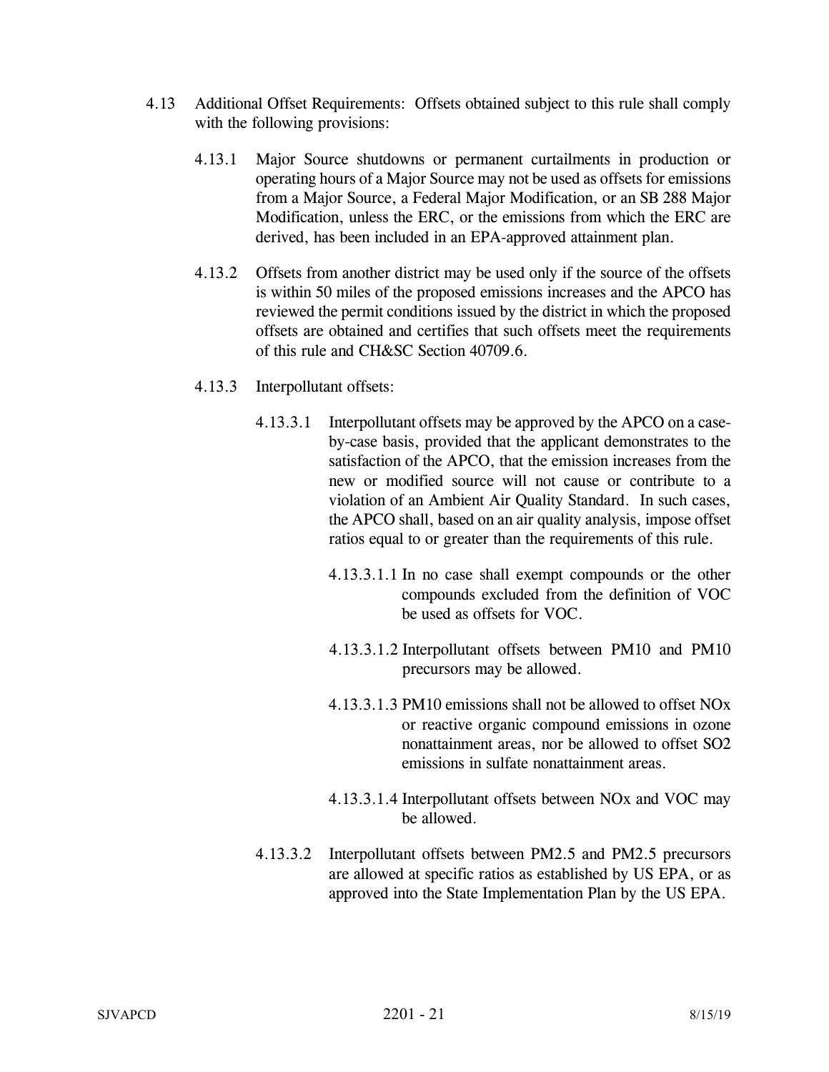4.13 Additional Offset Requirements: Offsets obtained subject to this rule shall comply with the following provisions:

4.13.1 Major Source shutdowns or permanent curtailments in production or operating hours of a Major Source may not be used as offsets for emissions from a Major Source, a Federal Major Modification, or an SB 288 Major Modification, unless the ERC, or the emissions from which the ERC are derived, has been included in an EPA-approved attainment plan.

4.13.2 Offsets from another district may be used only if the source of the offsets is within 50 miles of the proposed emissions increases and the APCO has reviewed the permit conditions issued by the district in which the proposed offsets are obtained and certifies that such offsets meet the requirements of this rule and CH&SC Section 40709.6.

4.13.3 Interpollutant offsets:

4.13.3.1 Interpollutant offsets may be approved by the APCO on a case-by-case basis, provided that the applicant demonstrates to the satisfaction of the APCO, that the emission increases from the new or modified source will not cause or contribute to a violation of an Ambient Air Quality Standard. In such cases, the APCO shall, based on an air quality analysis, impose offset ratios equal to or greater than the requirements of this rule.

4.13.3.1.1 In no case shall exempt compounds or the other compounds excluded from the definition of VOC be used as offsets for VOC.

4.13.3.1.2 Interpollutant offsets between $PM_{10}$ and $PM_{10}$ precursors may be allowed.

4.13.3.1.3 $PM_{10}$ emissions shall not be allowed to offset $NO_x$ or reactive organic compound emissions in ozone nonattainment areas, nor be allowed to offset $SO_2$ emissions in sulfate nonattainment areas.

4.13.3.1.4 Interpollutant offsets between $NO_x$ and VOC may be allowed.

4.13.3.2 Interpollutant offsets between $PM_{2.5}$ and $PM_{2.5}$ precursors are allowed at specific ratios as established by US EPA, or as approved into the State Implementation Plan by the US EPA.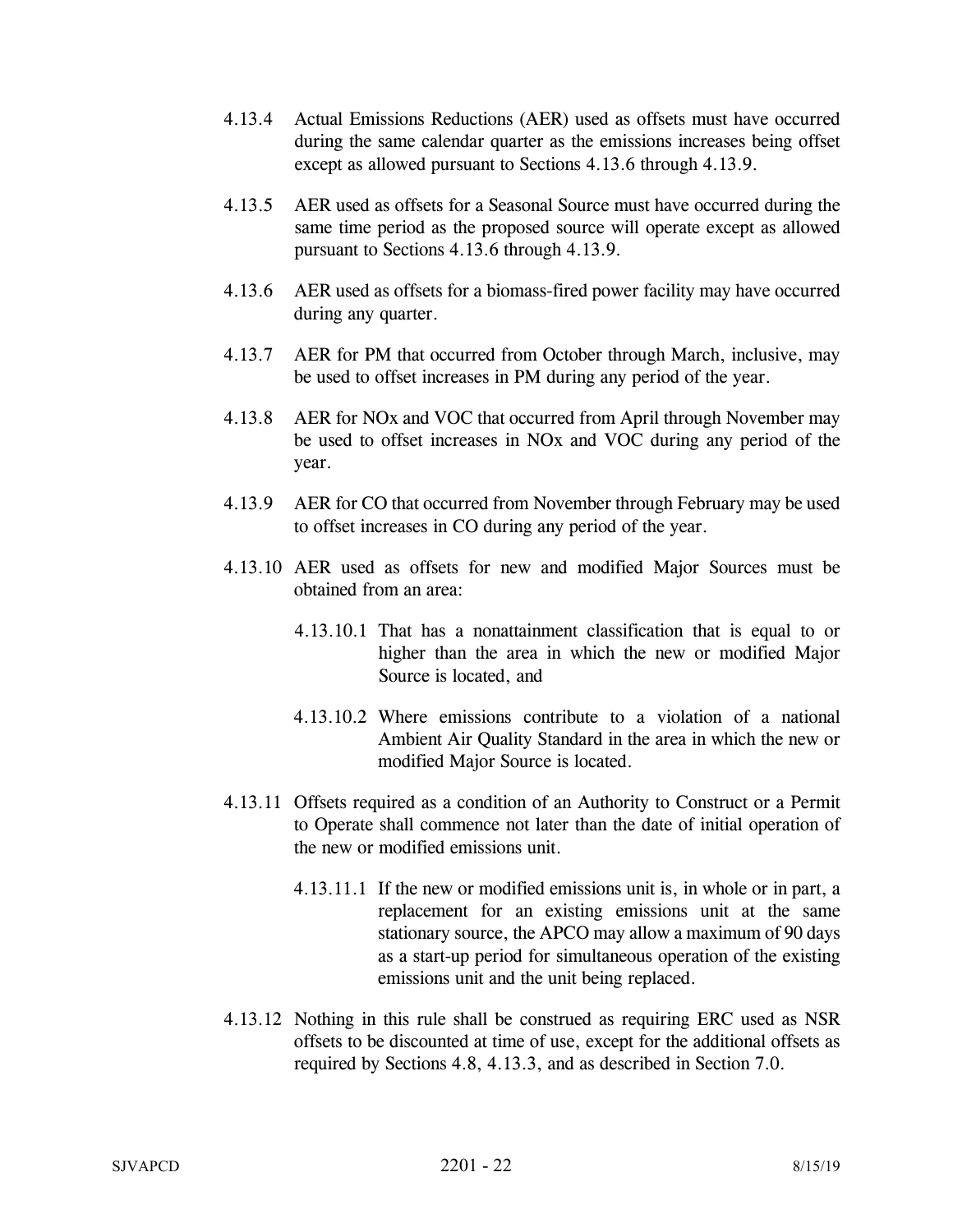4.13.4 Actual Emissions Reductions (AER) used as offsets must have occurred during the same calendar quarter as the emissions increases being offset except as allowed pursuant to Sections 4.13.6 through 4.13.9.

4.13.5 AER used as offsets for a Seasonal Source must have occurred during the same time period as the proposed source will operate except as allowed pursuant to Sections 4.13.6 through 4.13.9.

4.13.6 AER used as offsets for a biomass-fired power facility may have occurred during any quarter.

4.13.7 AER for PM that occurred from October through March, inclusive, may be used to offset increases in PM during any period of the year.

4.13.8 AER for NOx and VOC that occurred from April through November may be used to offset increases in NOx and VOC during any period of the year.

4.13.9 AER for CO that occurred from November through February may be used to offset increases in CO during any period of the year.

4.13.10 AER used as offsets for new and modified Major Sources must be obtained from an area:

4.13.10.1 That has a nonattainment classification that is equal to or higher than the area in which the new or modified Major Source is located, and

4.13.10.2 Where emissions contribute to a violation of a national Ambient Air Quality Standard in the area in which the new or modified Major Source is located.

4.13.11 Offsets required as a condition of an Authority to Construct or a Permit to Operate shall commence not later than the date of initial operation of the new or modified emissions unit.

4.13.11.1 If the new or modified emissions unit is, in whole or in part, a replacement for an existing emissions unit at the same stationary source, the APCO may allow a maximum of 90 days as a start-up period for simultaneous operation of the existing emissions unit and the unit being replaced.

4.13.12 Nothing in this rule shall be construed as requiring ERC used as NSR offsets to be discounted at time of use, except for the additional offsets as required by Sections 4.8, 4.13.3, and as described in Section 7.0.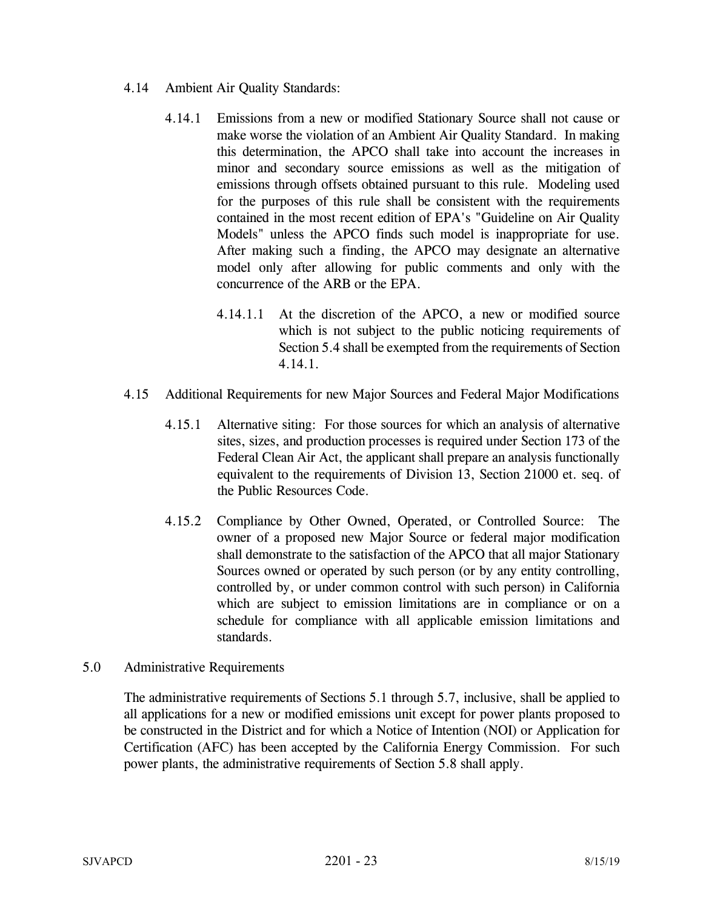4.14 Ambient Air Quality Standards:

4.14.1 Emissions from a new or modified Stationary Source shall not cause or make worse the violation of an Ambient Air Quality Standard. In making this determination, the APCO shall take into account the increases in minor and secondary source emissions as well as the mitigation of emissions through offsets obtained pursuant to this rule. Modeling used for the purposes of this rule shall be consistent with the requirements contained in the most recent edition of EPA's "Guideline on Air Quality Models" unless the APCO finds such model is inappropriate for use. After making such a finding, the APCO may designate an alternative model only after allowing for public comments and only with the concurrence of the ARB or the EPA.

4.14.1.1 At the discretion of the APCO, a new or modified source which is not subject to the public noticing requirements of Section 5.4 shall be exempted from the requirements of Section 4.14.1.

4.15 Additional Requirements for new Major Sources and Federal Major Modifications

4.15.1 Alternative siting: For those sources for which an analysis of alternative sites, sizes, and production processes is required under Section 173 of the Federal Clean Air Act, the applicant shall prepare an analysis functionally equivalent to the requirements of Division 13, Section 21000 et. seq. of the Public Resources Code.

4.15.2 Compliance by Other Owned, Operated, or Controlled Source: The owner of a proposed new Major Source or federal major modification shall demonstrate to the satisfaction of the APCO that all major Stationary Sources owned or operated by such person (or by any entity controlling, controlled by, or under common control with such person) in California which are subject to emission limitations are in compliance or on a schedule for compliance with all applicable emission limitations and standards.

5.0 Administrative Requirements

The administrative requirements of Sections 5.1 through 5.7, inclusive, shall be applied to all applications for a new or modified emissions unit except for power plants proposed to be constructed in the District and for which a Notice of Intention (NOI) or Application for Certification (AFC) has been accepted by the California Energy Commission. For such power plants, the administrative requirements of Section 5.8 shall apply.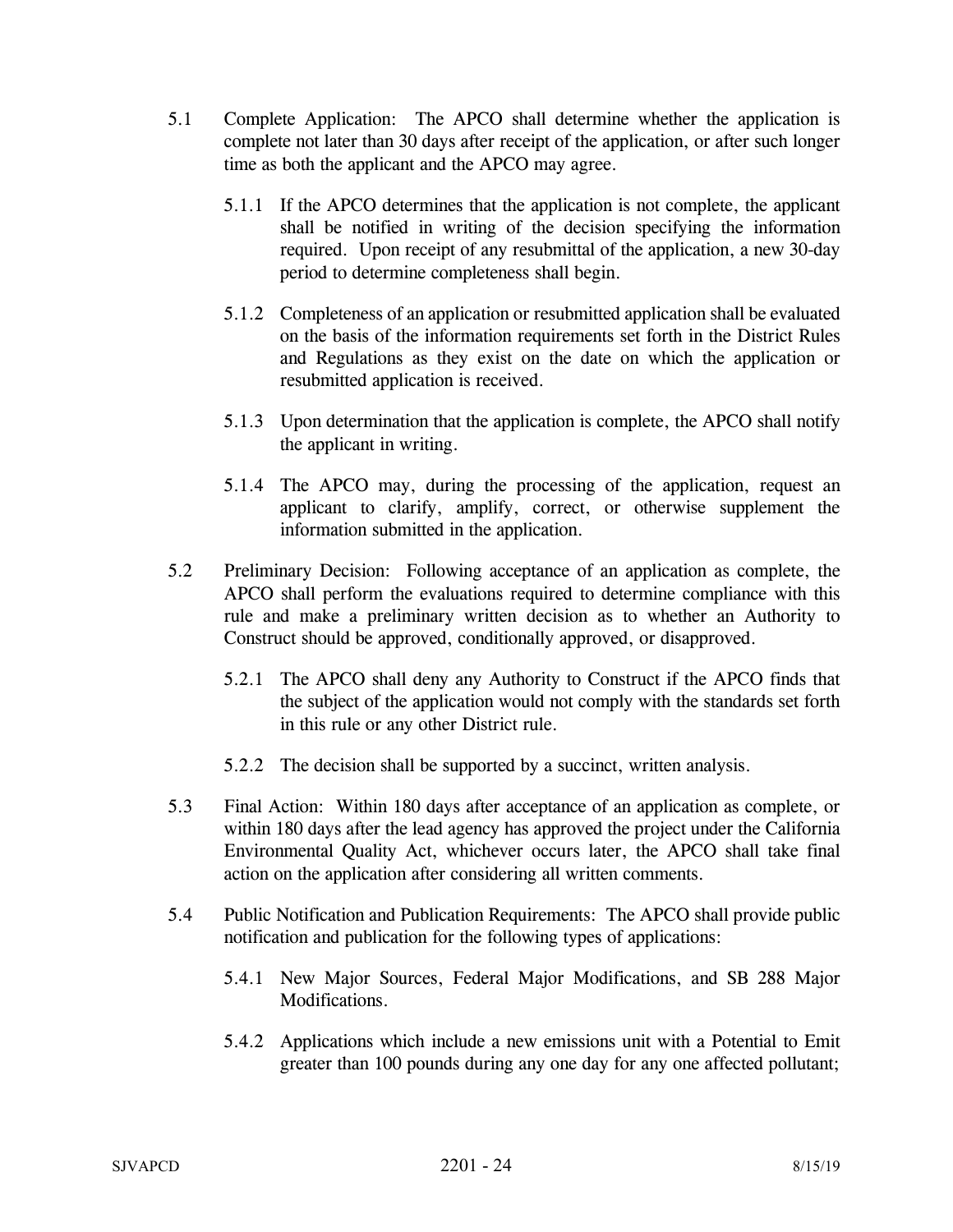5.1 Complete Application: The APCO shall determine whether the application is complete not later than 30 days after receipt of the application, or after such longer time as both the applicant and the APCO may agree.

5.1.1 If the APCO determines that the application is not complete, the applicant shall be notified in writing of the decision specifying the information required. Upon receipt of any resubmittal of the application, a new 30-day period to determine completeness shall begin.

5.1.2 Completeness of an application or resubmitted application shall be evaluated on the basis of the information requirements set forth in the District Rules and Regulations as they exist on the date on which the application or resubmitted application is received.

5.1.3 Upon determination that the application is complete, the APCO shall notify the applicant in writing.

5.1.4 The APCO may, during the processing of the application, request an applicant to clarify, amplify, correct, or otherwise supplement the information submitted in the application.

5.2 Preliminary Decision: Following acceptance of an application as complete, the APCO shall perform the evaluations required to determine compliance with this rule and make a preliminary written decision as to whether an Authority to Construct should be approved, conditionally approved, or disapproved.

5.2.1 The APCO shall deny any Authority to Construct if the APCO finds that the subject of the application would not comply with the standards set forth in this rule or any other District rule.

5.2.2 The decision shall be supported by a succinct, written analysis.

5.3 Final Action: Within 180 days after acceptance of an application as complete, or within 180 days after the lead agency has approved the project under the California Environmental Quality Act, whichever occurs later, the APCO shall take final action on the application after considering all written comments.

5.4 Public Notification and Publication Requirements: The APCO shall provide public notification and publication for the following types of applications:

5.4.1 New Major Sources, Federal Major Modifications, and SB 288 Major Modifications.

5.4.2 Applications which include a new emissions unit with a Potential to Emit greater than 100 pounds during any one day for any one affected pollutant;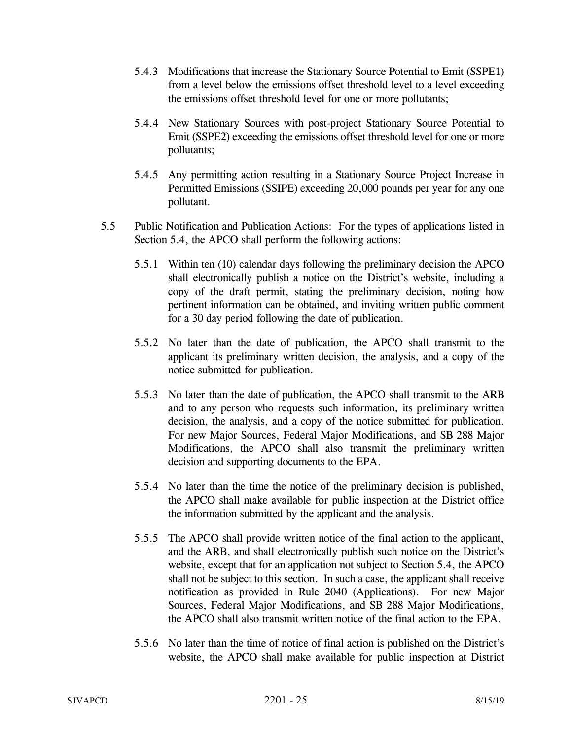5.4.3 Modifications that increase the Stationary Source Potential to Emit (SSPE1) from a level below the emissions offset threshold level to a level exceeding the emissions offset threshold level for one or more pollutants;

5.4.4 New Stationary Sources with post-project Stationary Source Potential to Emit (SSPE2) exceeding the emissions offset threshold level for one or more pollutants;

5.4.5 Any permitting action resulting in a Stationary Source Project Increase in Permitted Emissions (SSIPE) exceeding 20,000 pounds per year for any one pollutant.

5.5 Public Notification and Publication Actions: For the types of applications listed in Section 5.4, the APCO shall perform the following actions:

5.5.1 Within ten (10) calendar days following the preliminary decision the APCO shall electronically publish a notice on the District's website, including a copy of the draft permit, stating the preliminary decision, noting how pertinent information can be obtained, and inviting written public comment for a 30 day period following the date of publication.

5.5.2 No later than the date of publication, the APCO shall transmit to the applicant its preliminary written decision, the analysis, and a copy of the notice submitted for publication.

5.5.3 No later than the date of publication, the APCO shall transmit to the ARB and to any person who requests such information, its preliminary written decision, the analysis, and a copy of the notice submitted for publication. For new Major Sources, Federal Major Modifications, and SB 288 Major Modifications, the APCO shall also transmit the preliminary written decision and supporting documents to the EPA.

5.5.4 No later than the time the notice of the preliminary decision is published, the APCO shall make available for public inspection at the District office the information submitted by the applicant and the analysis.

5.5.5 The APCO shall provide written notice of the final action to the applicant, and the ARB, and shall electronically publish such notice on the District's website, except that for an application not subject to Section 5.4, the APCO shall not be subject to this section. In such a case, the applicant shall receive notification as provided in Rule 2040 (Applications). For new Major Sources, Federal Major Modifications, and SB 288 Major Modifications, the APCO shall also transmit written notice of the final action to the EPA.

5.5.6 No later than the time of notice of final action is published on the District's website, the APCO shall make available for public inspection at District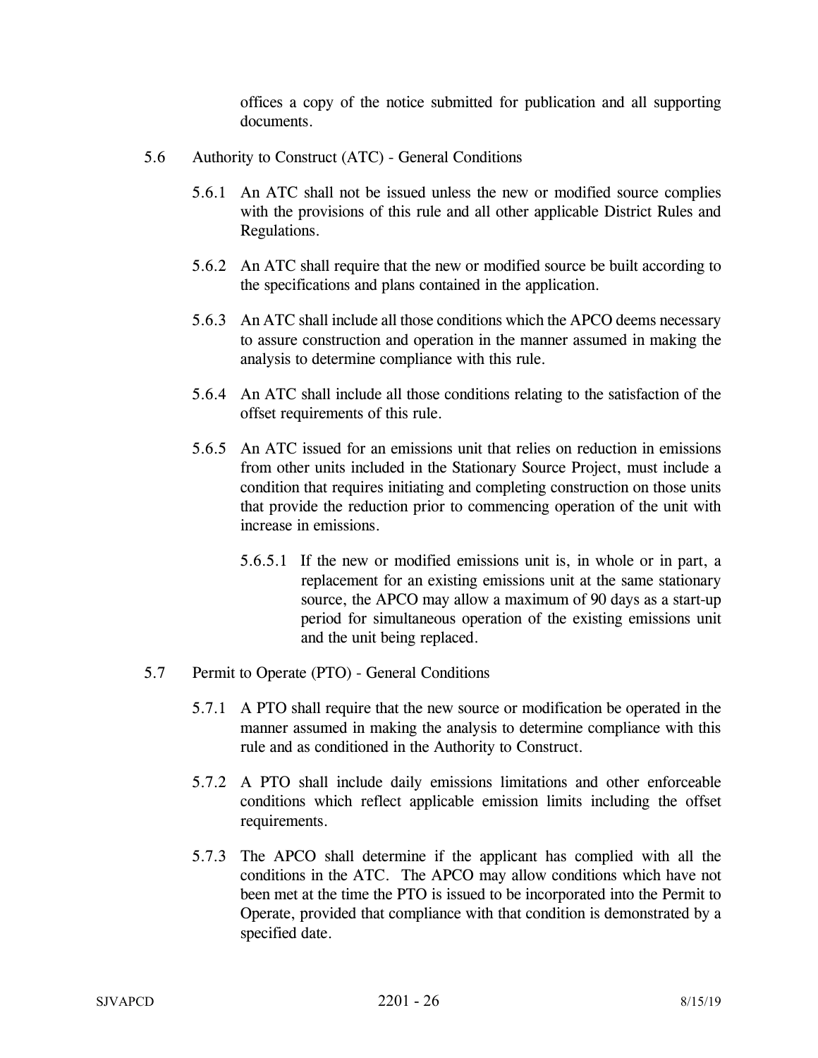offices a copy of the notice submitted for publication and all supporting documents.

5.6 Authority to Construct (ATC) - General Conditions

5.6.1 An ATC shall not be issued unless the new or modified source complies with the provisions of this rule and all other applicable District Rules and Regulations.

5.6.2 An ATC shall require that the new or modified source be built according to the specifications and plans contained in the application.

5.6.3 An ATC shall include all those conditions which the APCO deems necessary to assure construction and operation in the manner assumed in making the analysis to determine compliance with this rule.

5.6.4 An ATC shall include all those conditions relating to the satisfaction of the offset requirements of this rule.

5.6.5 An ATC issued for an emissions unit that relies on reduction in emissions from other units included in the Stationary Source Project, must include a condition that requires initiating and completing construction on those units that provide the reduction prior to commencing operation of the unit with increase in emissions.

5.6.5.1 If the new or modified emissions unit is, in whole or in part, a replacement for an existing emissions unit at the same stationary source, the APCO may allow a maximum of 90 days as a start-up period for simultaneous operation of the existing emissions unit and the unit being replaced.

5.7 Permit to Operate (PTO) - General Conditions

5.7.1 A PTO shall require that the new source or modification be operated in the manner assumed in making the analysis to determine compliance with this rule and as conditioned in the Authority to Construct.

5.7.2 A PTO shall include daily emissions limitations and other enforceable conditions which reflect applicable emission limits including the offset requirements.

5.7.3 The APCO shall determine if the applicant has complied with all the conditions in the ATC. The APCO may allow conditions which have not been met at the time the PTO is issued to be incorporated into the Permit to Operate, provided that compliance with that condition is demonstrated by a specified date.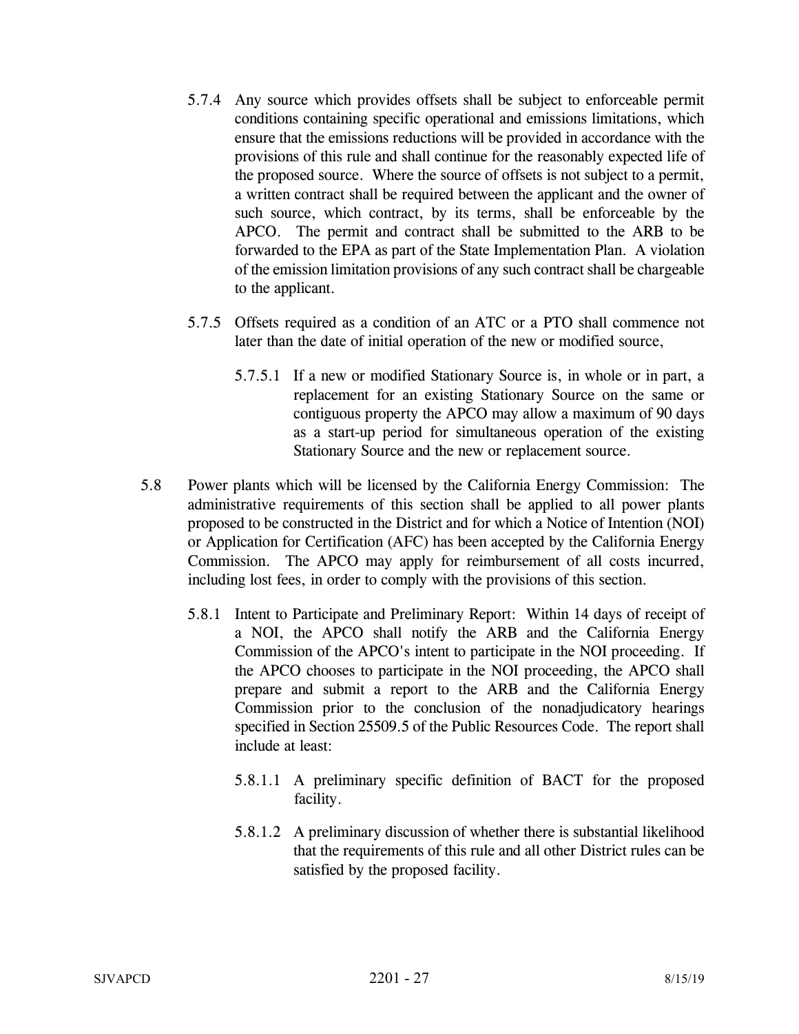5.7.4 Any source which provides offsets shall be subject to enforceable permit conditions containing specific operational and emissions limitations, which ensure that the emissions reductions will be provided in accordance with the provisions of this rule and shall continue for the reasonably expected life of the proposed source. Where the source of offsets is not subject to a permit, a written contract shall be required between the applicant and the owner of such source, which contract, by its terms, shall be enforceable by the APCO. The permit and contract shall be submitted to the ARB to be forwarded to the EPA as part of the State Implementation Plan. A violation of the emission limitation provisions of any such contract shall be chargeable to the applicant.

5.7.5 Offsets required as a condition of an ATC or a PTO shall commence not later than the date of initial operation of the new or modified source,

5.7.5.1 If a new or modified Stationary Source is, in whole or in part, a replacement for an existing Stationary Source on the same or contiguous property the APCO may allow a maximum of 90 days as a start-up period for simultaneous operation of the existing Stationary Source and the new or replacement source.

5.8 Power plants which will be licensed by the California Energy Commission: The administrative requirements of this section shall be applied to all power plants proposed to be constructed in the District and for which a Notice of Intention (NOI) or Application for Certification (AFC) has been accepted by the California Energy Commission. The APCO may apply for reimbursement of all costs incurred, including lost fees, in order to comply with the provisions of this section.

5.8.1 Intent to Participate and Preliminary Report: Within 14 days of receipt of a NOI, the APCO shall notify the ARB and the California Energy Commission of the APCO's intent to participate in the NOI proceeding. If the APCO chooses to participate in the NOI proceeding, the APCO shall prepare and submit a report to the ARB and the California Energy Commission prior to the conclusion of the nonadjudicatory hearings specified in Section 25509.5 of the Public Resources Code. The report shall include at least:

5.8.1.1 A preliminary specific definition of BACT for the proposed facility.

5.8.1.2 A preliminary discussion of whether there is substantial likelihood that the requirements of this rule and all other District rules can be satisfied by the proposed facility.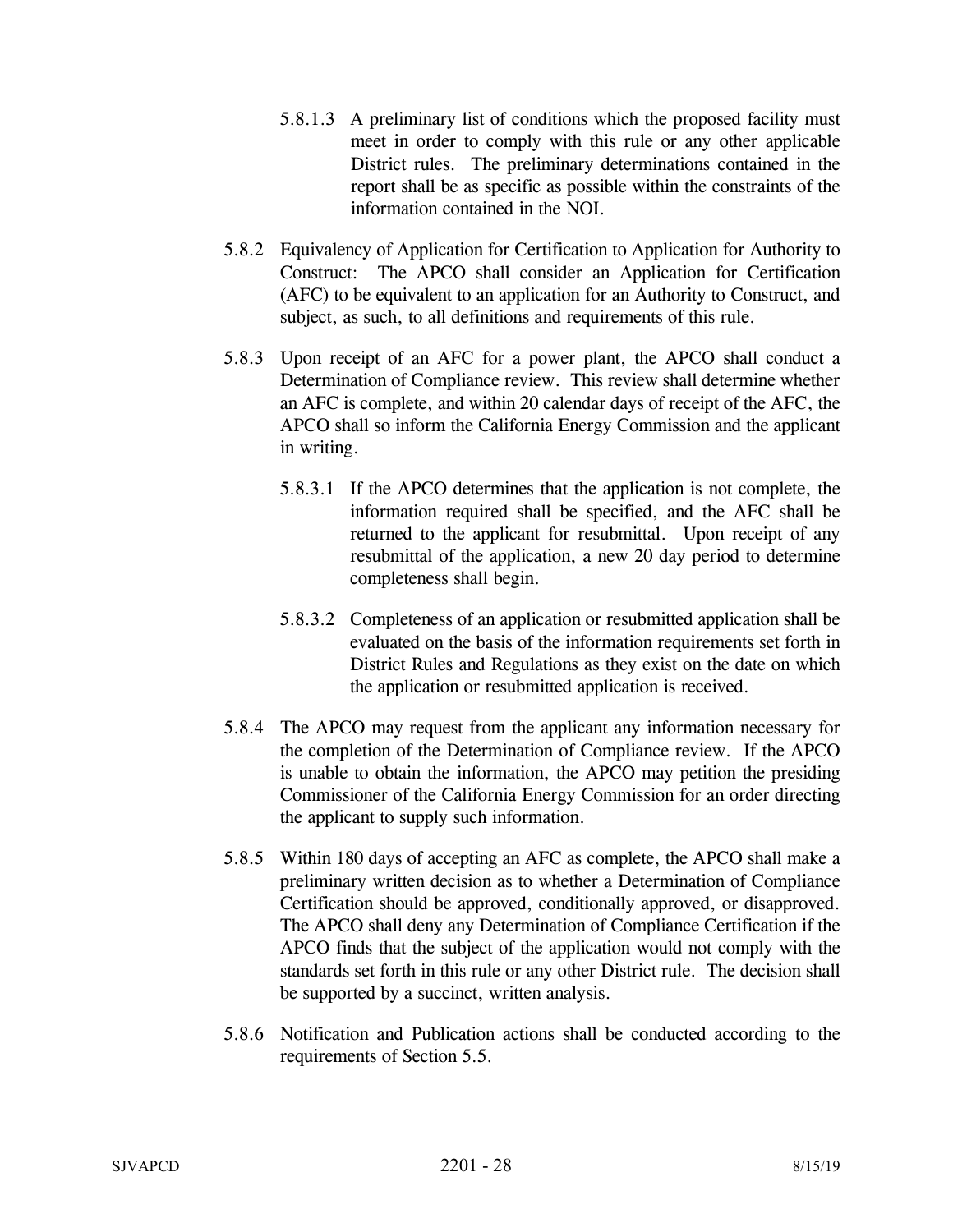5.8.1.3 A preliminary list of conditions which the proposed facility must meet in order to comply with this rule or any other applicable District rules. The preliminary determinations contained in the report shall be as specific as possible within the constraints of the information contained in the NOI.

5.8.2 Equivalency of Application for Certification to Application for Authority to Construct: The APCO shall consider an Application for Certification (AFC) to be equivalent to an application for an Authority to Construct, and subject, as such, to all definitions and requirements of this rule.

5.8.3 Upon receipt of an AFC for a power plant, the APCO shall conduct a Determination of Compliance review. This review shall determine whether an AFC is complete, and within 20 calendar days of receipt of the AFC, the APCO shall so inform the California Energy Commission and the applicant in writing.

5.8.3.1 If the APCO determines that the application is not complete, the information required shall be specified, and the AFC shall be returned to the applicant for resubmittal. Upon receipt of any resubmittal of the application, a new 20 day period to determine completeness shall begin.

5.8.3.2 Completeness of an application or resubmitted application shall be evaluated on the basis of the information requirements set forth in District Rules and Regulations as they exist on the date on which the application or resubmitted application is received.

5.8.4 The APCO may request from the applicant any information necessary for the completion of the Determination of Compliance review. If the APCO is unable to obtain the information, the APCO may petition the presiding Commissioner of the California Energy Commission for an order directing the applicant to supply such information.

5.8.5 Within 180 days of accepting an AFC as complete, the APCO shall make a preliminary written decision as to whether a Determination of Compliance Certification should be approved, conditionally approved, or disapproved. The APCO shall deny any Determination of Compliance Certification if the APCO finds that the subject of the application would not comply with the standards set forth in this rule or any other District rule. The decision shall be supported by a succinct, written analysis.

5.8.6 Notification and Publication actions shall be conducted according to the requirements of Section 5.5.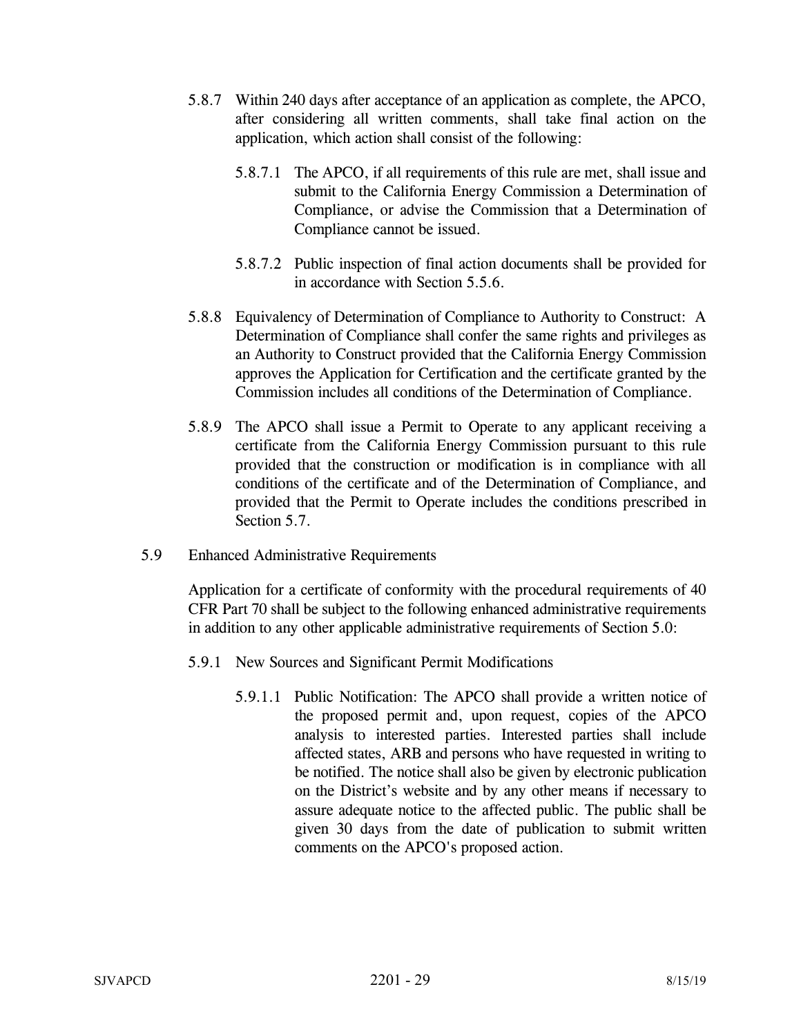5.8.7 Within 240 days after acceptance of an application as complete, the APCO, after considering all written comments, shall take final action on the application, which action shall consist of the following:

5.8.7.1 The APCO, if all requirements of this rule are met, shall issue and submit to the California Energy Commission a Determination of Compliance, or advise the Commission that a Determination of Compliance cannot be issued.

5.8.7.2 Public inspection of final action documents shall be provided for in accordance with Section 5.5.6.

5.8.8 Equivalency of Determination of Compliance to Authority to Construct: A Determination of Compliance shall confer the same rights and privileges as an Authority to Construct provided that the California Energy Commission approves the Application for Certification and the certificate granted by the Commission includes all conditions of the Determination of Compliance.

5.8.9 The APCO shall issue a Permit to Operate to any applicant receiving a certificate from the California Energy Commission pursuant to this rule provided that the construction or modification is in compliance with all conditions of the certificate and of the Determination of Compliance, and provided that the Permit to Operate includes the conditions prescribed in Section 5.7.

5.9 Enhanced Administrative Requirements

Application for a certificate of conformity with the procedural requirements of 40 CFR Part 70 shall be subject to the following enhanced administrative requirements in addition to any other applicable administrative requirements of Section 5.0:

5.9.1 New Sources and Significant Permit Modifications

5.9.1.1 Public Notification: The APCO shall provide a written notice of the proposed permit and, upon request, copies of the APCO analysis to interested parties. Interested parties shall include affected states, ARB and persons who have requested in writing to be notified. The notice shall also be given by electronic publication on the District's website and by any other means if necessary to assure adequate notice to the affected public. The public shall be given 30 days from the date of publication to submit written comments on the APCO's proposed action.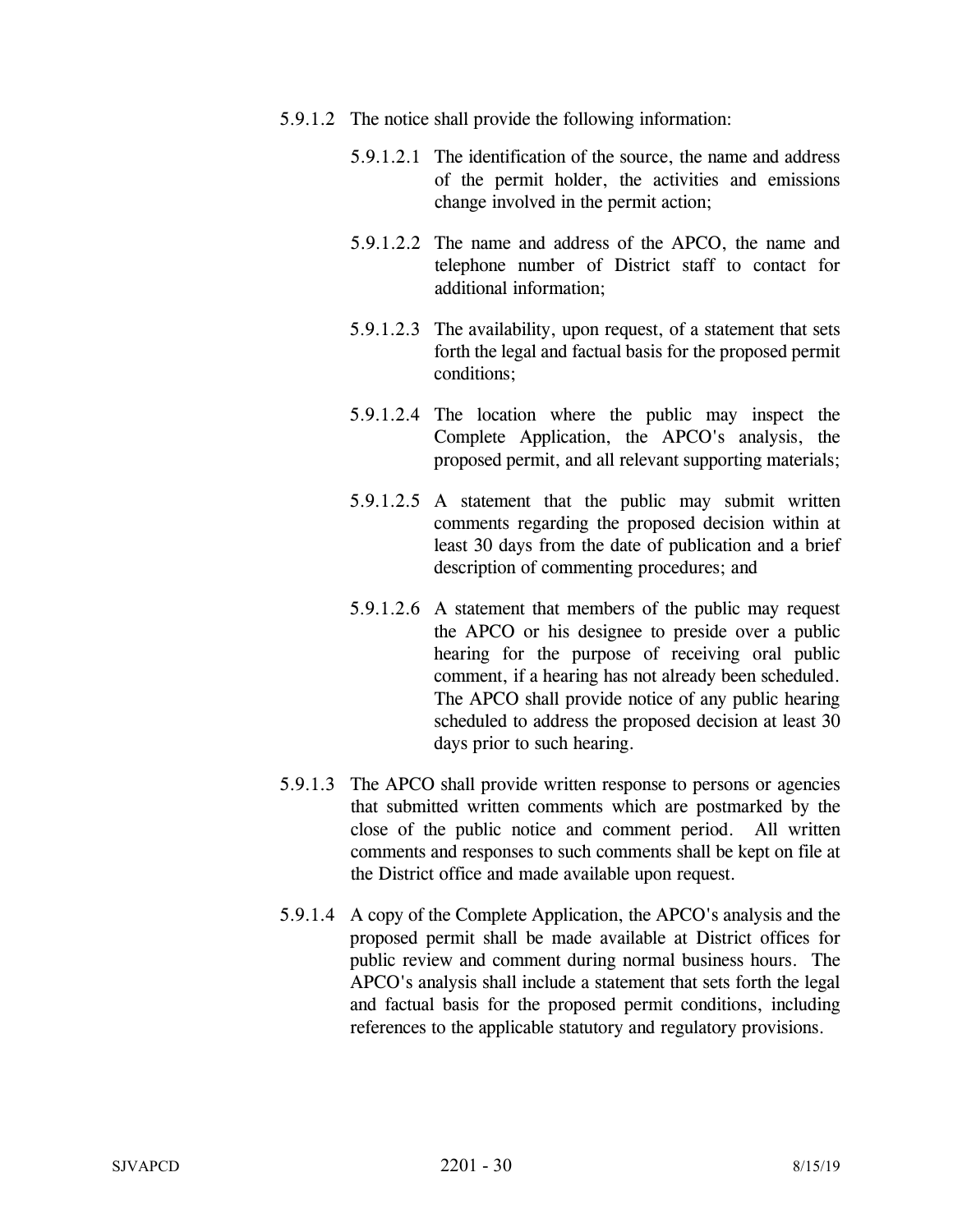5.9.1.2 The notice shall provide the following information:

5.9.1.2.1 The identification of the source, the name and address of the permit holder, the activities and emissions change involved in the permit action;

5.9.1.2.2 The name and address of the APCO, the name and telephone number of District staff to contact for additional information;

5.9.1.2.3 The availability, upon request, of a statement that sets forth the legal and factual basis for the proposed permit conditions;

5.9.1.2.4 The location where the public may inspect the Complete Application, the APCO's analysis, the proposed permit, and all relevant supporting materials;

5.9.1.2.5 A statement that the public may submit written comments regarding the proposed decision within at least 30 days from the date of publication and a brief description of commenting procedures; and

5.9.1.2.6 A statement that members of the public may request the APCO or his designee to preside over a public hearing for the purpose of receiving oral public comment, if a hearing has not already been scheduled. The APCO shall provide notice of any public hearing scheduled to address the proposed decision at least 30 days prior to such hearing.

5.9.1.3 The APCO shall provide written response to persons or agencies that submitted written comments which are postmarked by the close of the public notice and comment period. All written comments and responses to such comments shall be kept on file at the District office and made available upon request.

5.9.1.4 A copy of the Complete Application, the APCO's analysis and the proposed permit shall be made available at District offices for public review and comment during normal business hours. The APCO's analysis shall include a statement that sets forth the legal and factual basis for the proposed permit conditions, including references to the applicable statutory and regulatory provisions.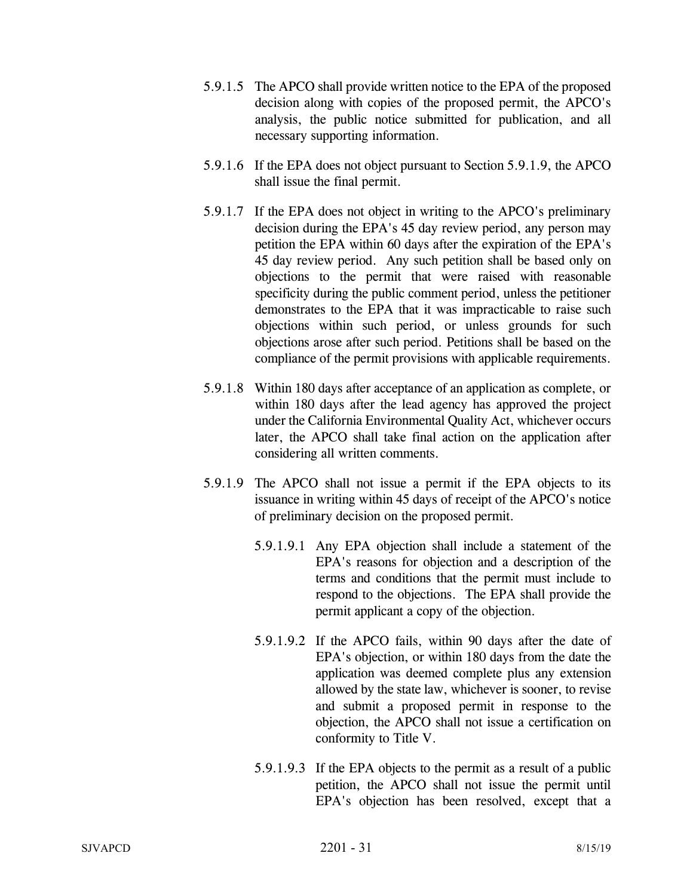5.9.1.5 The APCO shall provide written notice to the EPA of the proposed decision along with copies of the proposed permit, the APCO's analysis, the public notice submitted for publication, and all necessary supporting information.

5.9.1.6 If the EPA does not object pursuant to Section 5.9.1.9, the APCO shall issue the final permit.

5.9.1.7 If the EPA does not object in writing to the APCO's preliminary decision during the EPA's 45 day review period, any person may petition the EPA within 60 days after the expiration of the EPA's 45 day review period. Any such petition shall be based only on objections to the permit that were raised with reasonable specificity during the public comment period, unless the petitioner demonstrates to the EPA that it was impracticable to raise such objections within such period, or unless grounds for such objections arose after such period. Petitions shall be based on the compliance of the permit provisions with applicable requirements.

5.9.1.8 Within 180 days after acceptance of an application as complete, or within 180 days after the lead agency has approved the project under the California Environmental Quality Act, whichever occurs later, the APCO shall take final action on the application after considering all written comments.

5.9.1.9 The APCO shall not issue a permit if the EPA objects to its issuance in writing within 45 days of receipt of the APCO's notice of preliminary decision on the proposed permit.

5.9.1.9.1 Any EPA objection shall include a statement of the EPA's reasons for objection and a description of the terms and conditions that the permit must include to respond to the objections. The EPA shall provide the permit applicant a copy of the objection.

5.9.1.9.2 If the APCO fails, within 90 days after the date of EPA's objection, or within 180 days from the date the application was deemed complete plus any extension allowed by the state law, whichever is sooner, to revise and submit a proposed permit in response to the objection, the APCO shall not issue a certification on conformity to Title V.

5.9.1.9.3 If the EPA objects to the permit as a result of a public petition, the APCO shall not issue the permit until EPA's objection has been resolved, except that a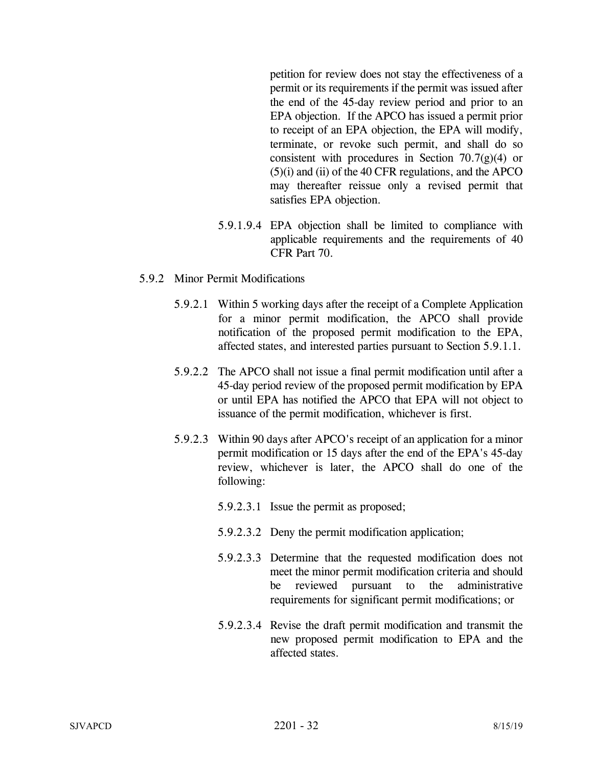petition for review does not stay the effectiveness of a permit or its requirements if the permit was issued after the end of the 45-day review period and prior to an EPA objection. If the APCO has issued a permit prior to receipt of an EPA objection, the EPA will modify, terminate, or revoke such permit, and shall do so consistent with procedures in Section 70.7(g)(4) or (5)(i) and (ii) of the 40 CFR regulations, and the APCO may thereafter reissue only a revised permit that satisfies EPA objection.

5.9.1.9.4 EPA objection shall be limited to compliance with applicable requirements and the requirements of 40 CFR Part 70.

5.9.2 Minor Permit Modifications

5.9.2.1 Within 5 working days after the receipt of a Complete Application for a minor permit modification, the APCO shall provide notification of the proposed permit modification to the EPA, affected states, and interested parties pursuant to Section 5.9.1.1.

5.9.2.2 The APCO shall not issue a final permit modification until after a 45-day period review of the proposed permit modification by EPA or until EPA has notified the APCO that EPA will not object to issuance of the permit modification, whichever is first.

5.9.2.3 Within 90 days after APCO's receipt of an application for a minor permit modification or 15 days after the end of the EPA's 45-day review, whichever is later, the APCO shall do one of the following:

5.9.2.3.1 Issue the permit as proposed;

5.9.2.3.2 Deny the permit modification application;

5.9.2.3.3 Determine that the requested modification does not meet the minor permit modification criteria and should be reviewed pursuant to the administrative requirements for significant permit modifications; or

5.9.2.3.4 Revise the draft permit modification and transmit the new proposed permit modification to EPA and the affected states.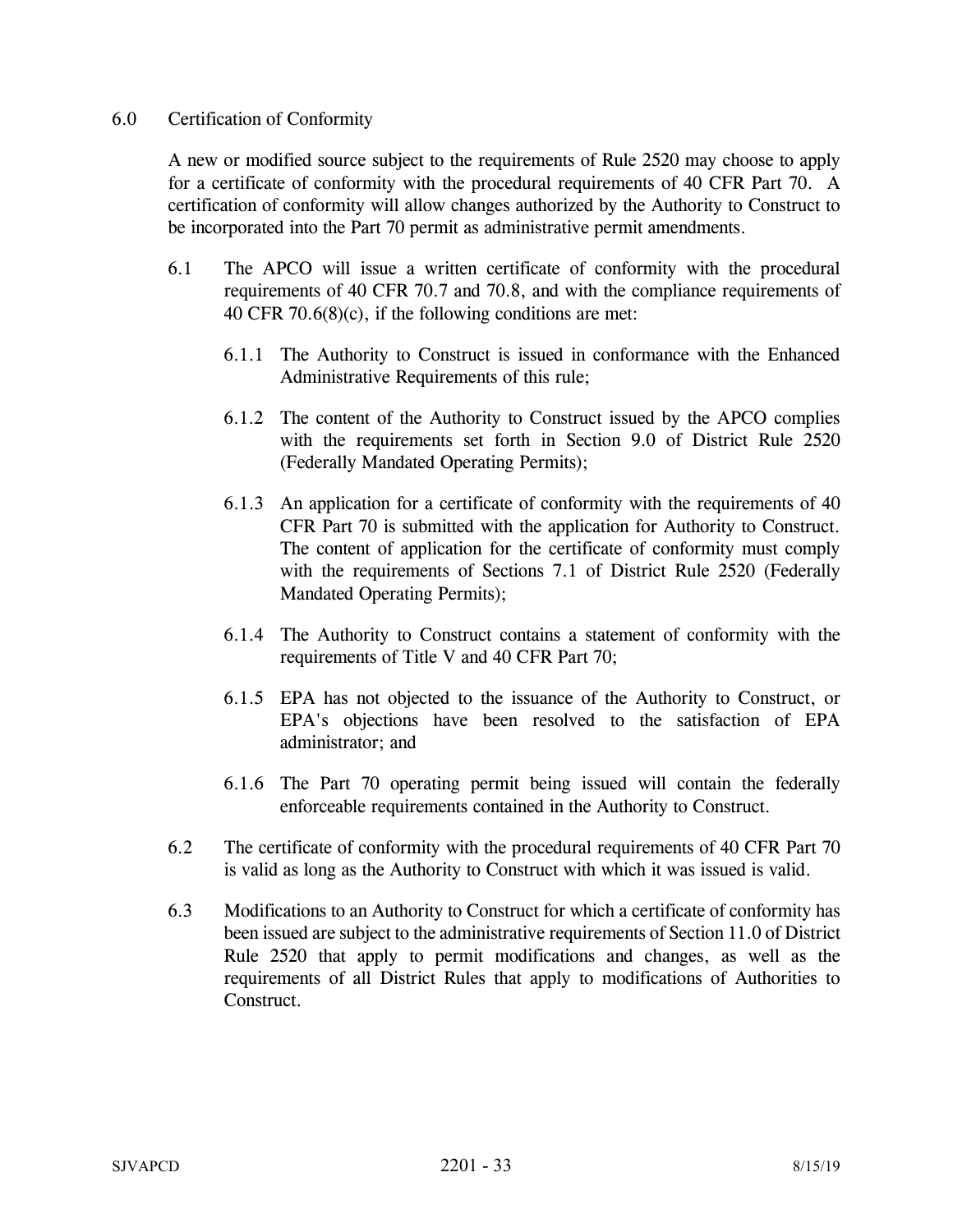## 6.0 Certification of Conformity

A new or modified source subject to the requirements of Rule 2520 may choose to apply for a certificate of conformity with the procedural requirements of 40 CFR Part 70. A certification of conformity will allow changes authorized by the Authority to Construct to be incorporated into the Part 70 permit as administrative permit amendments.

6.1 The APCO will issue a written certificate of conformity with the procedural requirements of 40 CFR 70.7 and 70.8, and with the compliance requirements of 40 CFR 70.6(8)(c), if the following conditions are met:

6.1.1 The Authority to Construct is issued in conformance with the Enhanced Administrative Requirements of this rule;

6.1.2 The content of the Authority to Construct issued by the APCO complies with the requirements set forth in Section 9.0 of District Rule 2520 (Federally Mandated Operating Permits);

6.1.3 An application for a certificate of conformity with the requirements of 40 CFR Part 70 is submitted with the application for Authority to Construct. The content of application for the certificate of conformity must comply with the requirements of Sections 7.1 of District Rule 2520 (Federally Mandated Operating Permits);

6.1.4 The Authority to Construct contains a statement of conformity with the requirements of Title V and 40 CFR Part 70;

6.1.5 EPA has not objected to the issuance of the Authority to Construct, or EPA's objections have been resolved to the satisfaction of EPA administrator; and

6.1.6 The Part 70 operating permit being issued will contain the federally enforceable requirements contained in the Authority to Construct.

6.2 The certificate of conformity with the procedural requirements of 40 CFR Part 70 is valid as long as the Authority to Construct with which it was issued is valid.

6.3 Modifications to an Authority to Construct for which a certificate of conformity has been issued are subject to the administrative requirements of Section 11.0 of District Rule 2520 that apply to permit modifications and changes, as well as the requirements of all District Rules that apply to modifications of Authorities to Construct.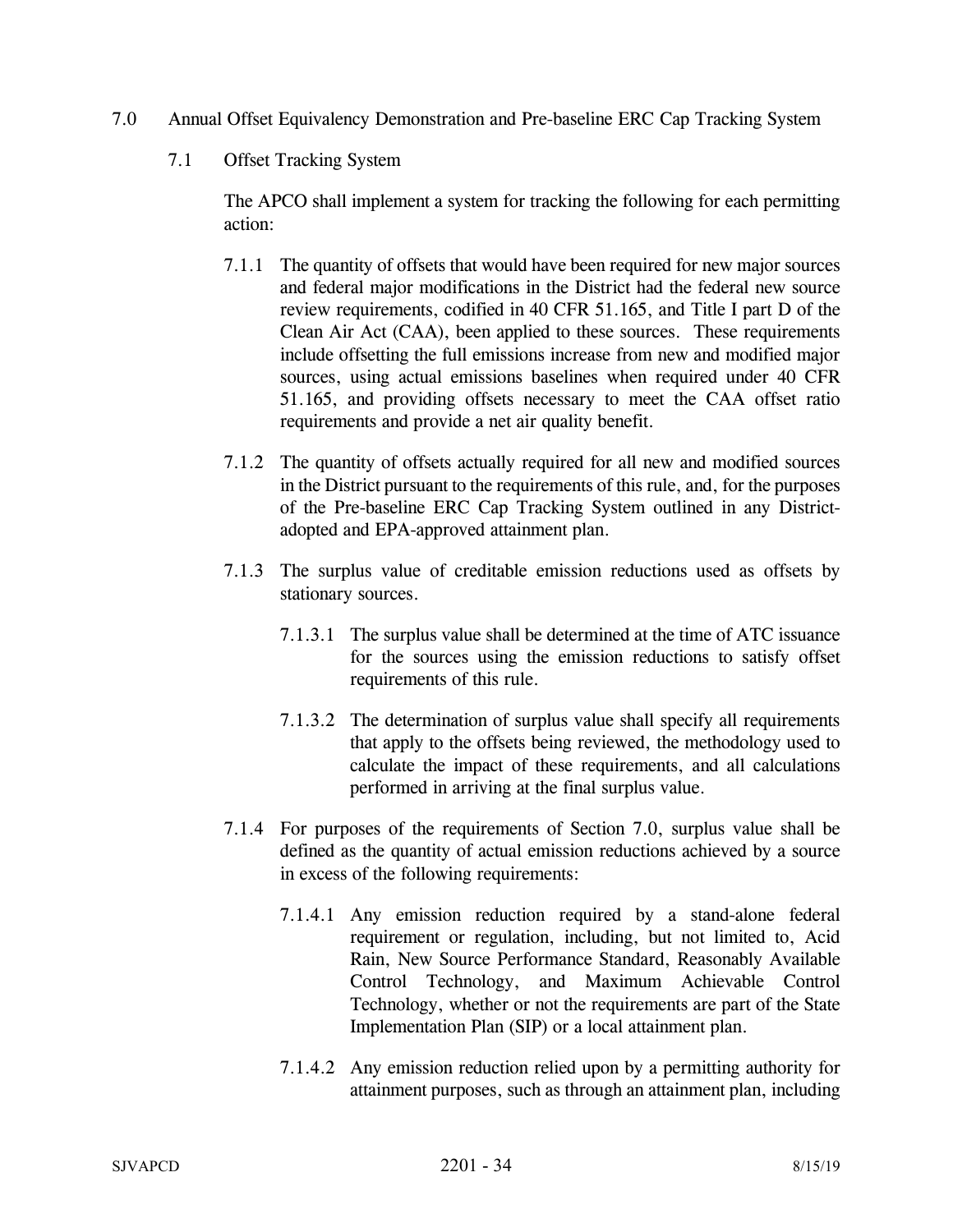## 7.0 Annual Offset Equivalency Demonstration and Pre-baseline ERC Cap Tracking System

### 7.1 Offset Tracking System

The APCO shall implement a system for tracking the following for each permitting action:

7.1.1 The quantity of offsets that would have been required for new major sources and federal major modifications in the District had the federal new source review requirements, codified in 40 CFR 51.165, and Title I part D of the Clean Air Act (CAA), been applied to these sources. These requirements include offsetting the full emissions increase from new and modified major sources, using actual emissions baselines when required under 40 CFR 51.165, and providing offsets necessary to meet the CAA offset ratio requirements and provide a net air quality benefit.

7.1.2 The quantity of offsets actually required for all new and modified sources in the District pursuant to the requirements of this rule, and, for the purposes of the Pre-baseline ERC Cap Tracking System outlined in any District-adopted and EPA-approved attainment plan.

7.1.3 The surplus value of creditable emission reductions used as offsets by stationary sources.

7.1.3.1 The surplus value shall be determined at the time of ATC issuance for the sources using the emission reductions to satisfy offset requirements of this rule.

7.1.3.2 The determination of surplus value shall specify all requirements that apply to the offsets being reviewed, the methodology used to calculate the impact of these requirements, and all calculations performed in arriving at the final surplus value.

7.1.4 For purposes of the requirements of Section 7.0, surplus value shall be defined as the quantity of actual emission reductions achieved by a source in excess of the following requirements:

7.1.4.1 Any emission reduction required by a stand-alone federal requirement or regulation, including, but not limited to, Acid Rain, New Source Performance Standard, Reasonably Available Control Technology, and Maximum Achievable Control Technology, whether or not the requirements are part of the State Implementation Plan (SIP) or a local attainment plan.

7.1.4.2 Any emission reduction relied upon by a permitting authority for attainment purposes, such as through an attainment plan, including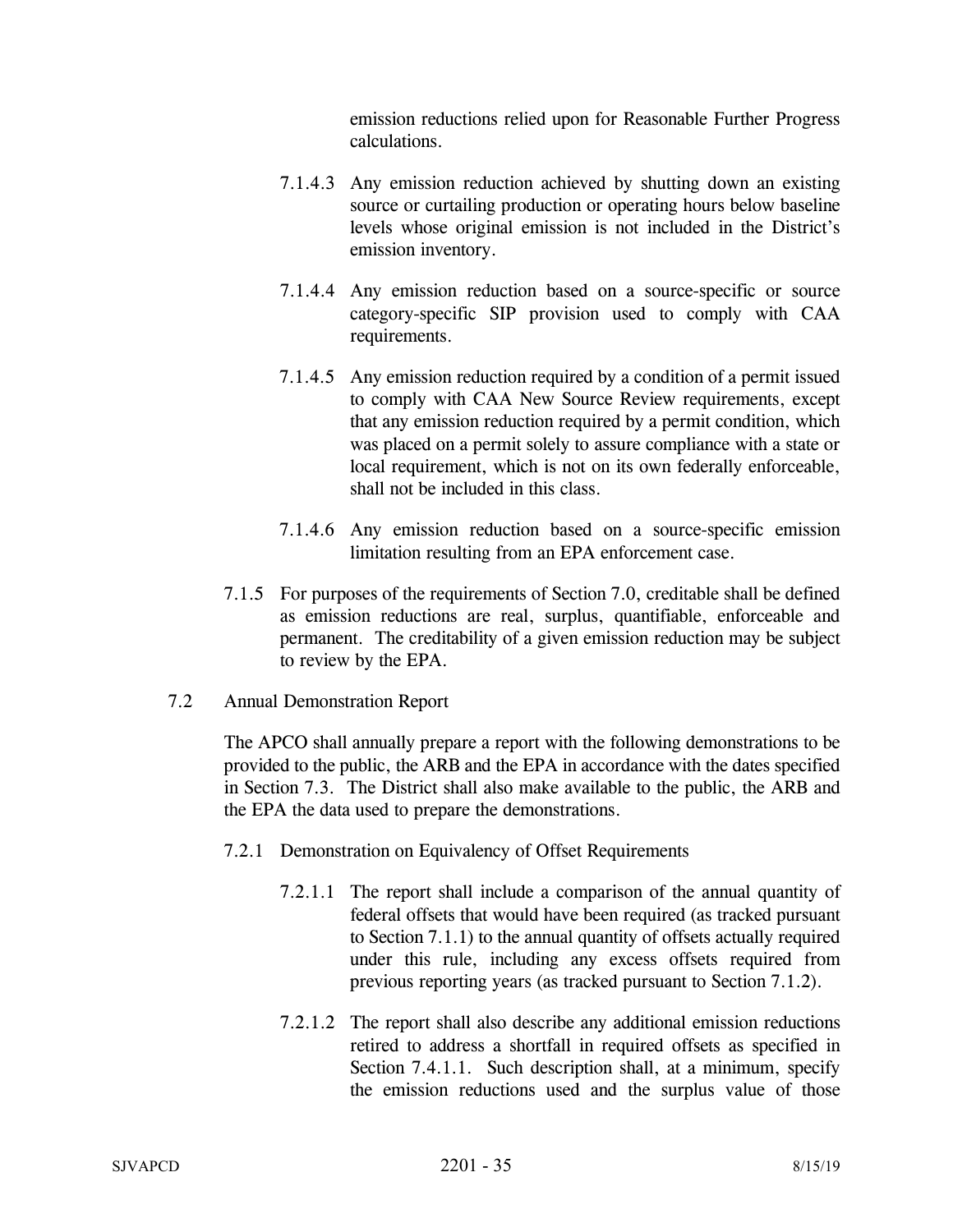emission reductions relied upon for Reasonable Further Progress calculations.

7.1.4.3 Any emission reduction achieved by shutting down an existing source or curtailing production or operating hours below baseline levels whose original emission is not included in the District's emission inventory.

7.1.4.4 Any emission reduction based on a source-specific or source category-specific SIP provision used to comply with CAA requirements.

7.1.4.5 Any emission reduction required by a condition of a permit issued to comply with CAA New Source Review requirements, except that any emission reduction required by a permit condition, which was placed on a permit solely to assure compliance with a state or local requirement, which is not on its own federally enforceable, shall not be included in this class.

7.1.4.6 Any emission reduction based on a source-specific emission limitation resulting from an EPA enforcement case.

7.1.5 For purposes of the requirements of Section 7.0, creditable shall be defined as emission reductions are real, surplus, quantifiable, enforceable and permanent. The creditability of a given emission reduction may be subject to review by the EPA.

7.2 Annual Demonstration Report

The APCO shall annually prepare a report with the following demonstrations to be provided to the public, the ARB and the EPA in accordance with the dates specified in Section 7.3. The District shall also make available to the public, the ARB and the EPA the data used to prepare the demonstrations.

7.2.1 Demonstration on Equivalency of Offset Requirements

7.2.1.1 The report shall include a comparison of the annual quantity of federal offsets that would have been required (as tracked pursuant to Section 7.1.1) to the annual quantity of offsets actually required under this rule, including any excess offsets required from previous reporting years (as tracked pursuant to Section 7.1.2).

7.2.1.2 The report shall also describe any additional emission reductions retired to address a shortfall in required offsets as specified in Section 7.4.1.1. Such description shall, at a minimum, specify the emission reductions used and the surplus value of those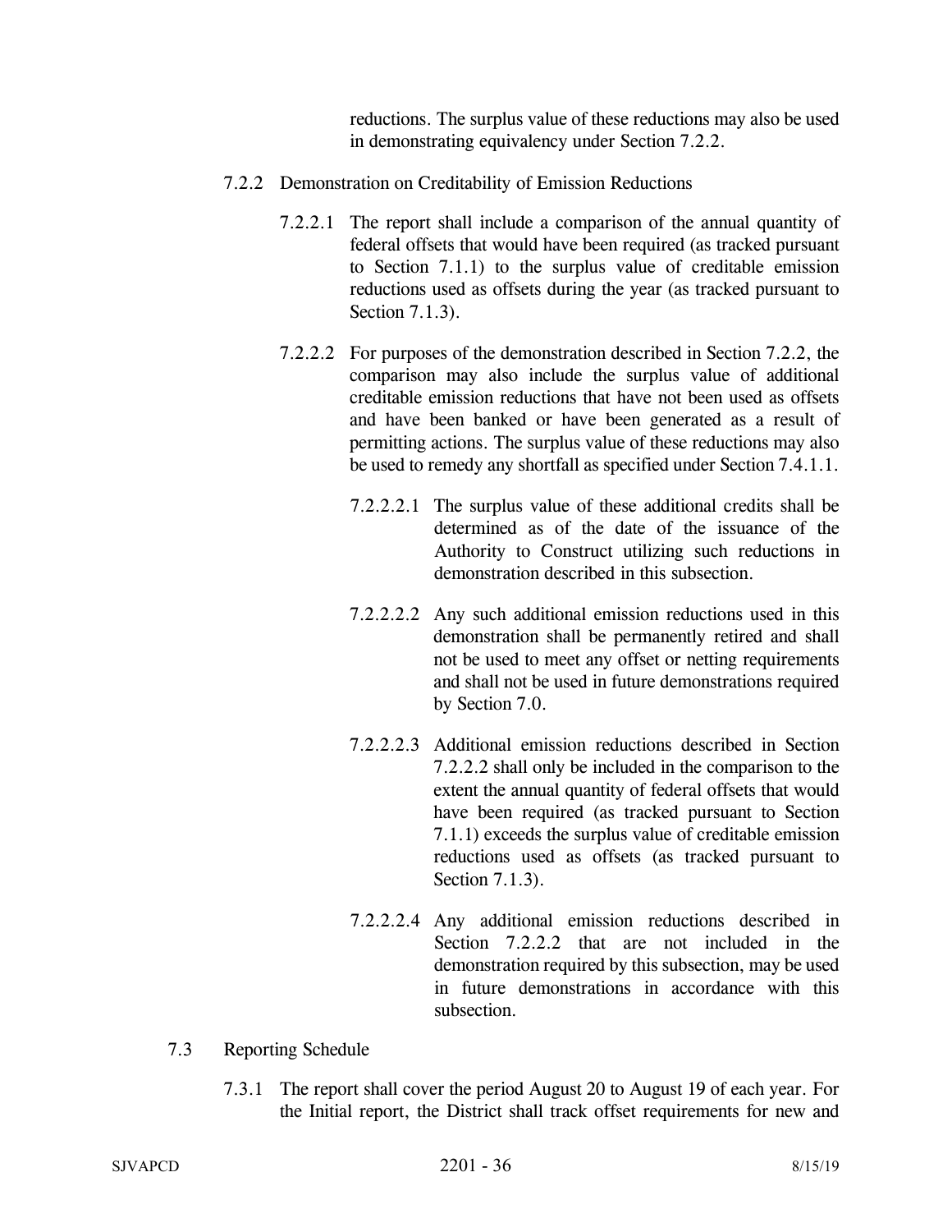reductions. The surplus value of these reductions may also be used in demonstrating equivalency under Section 7.2.2.

7.2.2 Demonstration on Creditability of Emission Reductions

7.2.2.1 The report shall include a comparison of the annual quantity of federal offsets that would have been required (as tracked pursuant to Section 7.1.1) to the surplus value of creditable emission reductions used as offsets during the year (as tracked pursuant to Section 7.1.3).

7.2.2.2 For purposes of the demonstration described in Section 7.2.2, the comparison may also include the surplus value of additional creditable emission reductions that have not been used as offsets and have been banked or have been generated as a result of permitting actions. The surplus value of these reductions may also be used to remedy any shortfall as specified under Section 7.4.1.1.

7.2.2.2.1 The surplus value of these additional credits shall be determined as of the date of the issuance of the Authority to Construct utilizing such reductions in demonstration described in this subsection.

7.2.2.2.2 Any such additional emission reductions used in this demonstration shall be permanently retired and shall not be used to meet any offset or netting requirements and shall not be used in future demonstrations required by Section 7.0.

7.2.2.2.3 Additional emission reductions described in Section 7.2.2.2 shall only be included in the comparison to the extent the annual quantity of federal offsets that would have been required (as tracked pursuant to Section 7.1.1) exceeds the surplus value of creditable emission reductions used as offsets (as tracked pursuant to Section 7.1.3).

7.2.2.2.4 Any additional emission reductions described in Section 7.2.2.2 that are not included in the demonstration required by this subsection, may be used in future demonstrations in accordance with this subsection.

7.3 Reporting Schedule

7.3.1 The report shall cover the period August 20 to August 19 of each year. For the Initial report, the District shall track offset requirements for new and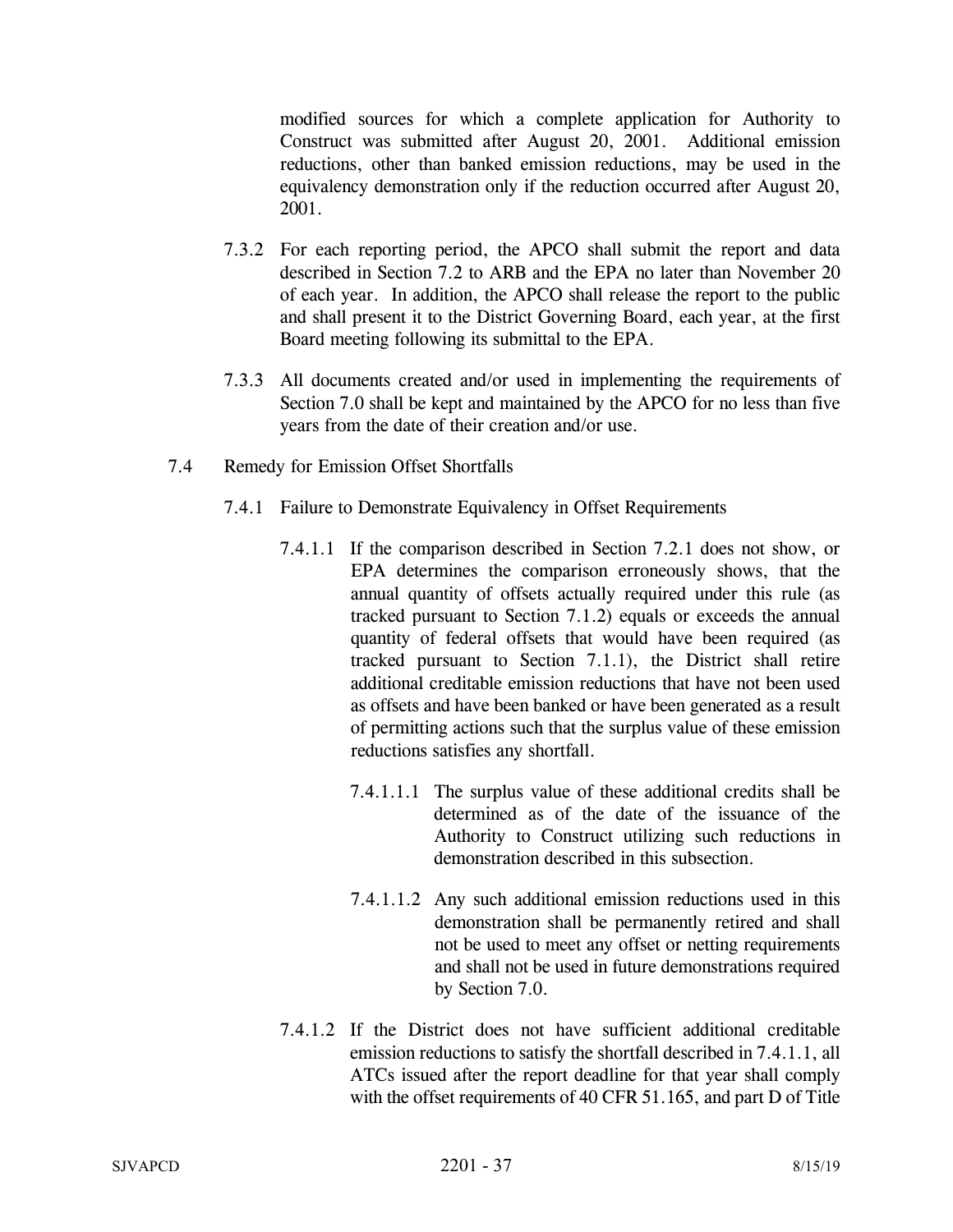modified sources for which a complete application for Authority to Construct was submitted after August 20, 2001. Additional emission reductions, other than banked emission reductions, may be used in the equivalency demonstration only if the reduction occurred after August 20, 2001.

7.3.2 For each reporting period, the APCO shall submit the report and data described in Section 7.2 to ARB and the EPA no later than November 20 of each year. In addition, the APCO shall release the report to the public and shall present it to the District Governing Board, each year, at the first Board meeting following its submittal to the EPA.

7.3.3 All documents created and/or used in implementing the requirements of Section 7.0 shall be kept and maintained by the APCO for no less than five years from the date of their creation and/or use.

7.4 Remedy for Emission Offset Shortfalls

7.4.1 Failure to Demonstrate Equivalency in Offset Requirements

7.4.1.1 If the comparison described in Section 7.2.1 does not show, or EPA determines the comparison erroneously shows, that the annual quantity of offsets actually required under this rule (as tracked pursuant to Section 7.1.2) equals or exceeds the annual quantity of federal offsets that would have been required (as tracked pursuant to Section 7.1.1), the District shall retire additional creditable emission reductions that have not been used as offsets and have been banked or have been generated as a result of permitting actions such that the surplus value of these emission reductions satisfies any shortfall.

7.4.1.1.1 The surplus value of these additional credits shall be determined as of the date of the issuance of the Authority to Construct utilizing such reductions in demonstration described in this subsection.

7.4.1.1.2 Any such additional emission reductions used in this demonstration shall be permanently retired and shall not be used to meet any offset or netting requirements and shall not be used in future demonstrations required by Section 7.0.

7.4.1.2 If the District does not have sufficient additional creditable emission reductions to satisfy the shortfall described in 7.4.1.1, all ATCs issued after the report deadline for that year shall comply with the offset requirements of 40 CFR 51.165, and part D of Title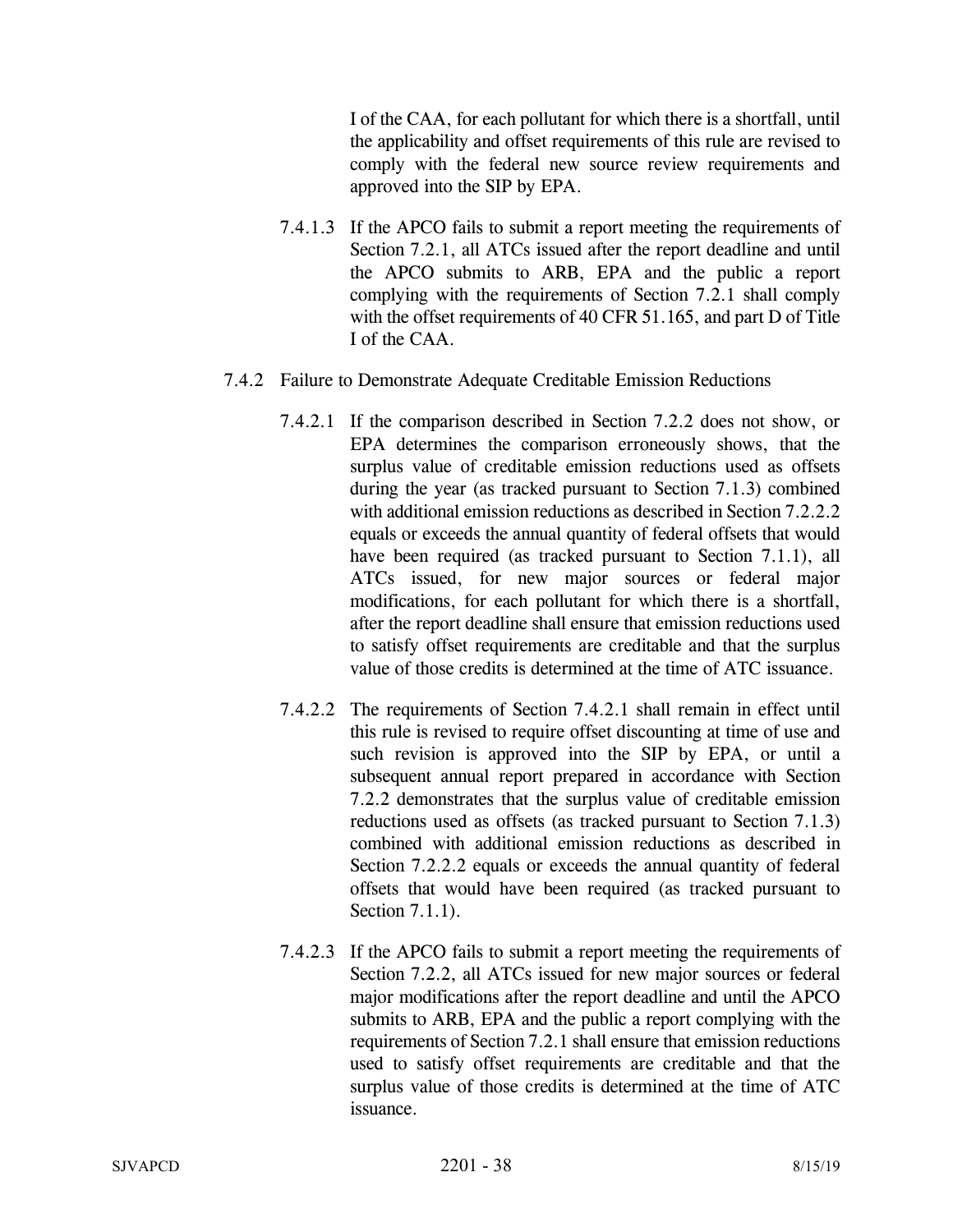I of the CAA, for each pollutant for which there is a shortfall, until the applicability and offset requirements of this rule are revised to comply with the federal new source review requirements and approved into the SIP by EPA.

7.4.1.3 If the APCO fails to submit a report meeting the requirements of Section 7.2.1, all ATCs issued after the report deadline and until the APCO submits to ARB, EPA and the public a report complying with the requirements of Section 7.2.1 shall comply with the offset requirements of 40 CFR 51.165, and part D of Title I of the CAA.

7.4.2 Failure to Demonstrate Adequate Creditable Emission Reductions

7.4.2.1 If the comparison described in Section 7.2.2 does not show, or EPA determines the comparison erroneously shows, that the surplus value of creditable emission reductions used as offsets during the year (as tracked pursuant to Section 7.1.3) combined with additional emission reductions as described in Section 7.2.2.2 equals or exceeds the annual quantity of federal offsets that would have been required (as tracked pursuant to Section 7.1.1), all ATCs issued, for new major sources or federal major modifications, for each pollutant for which there is a shortfall, after the report deadline shall ensure that emission reductions used to satisfy offset requirements are creditable and that the surplus value of those credits is determined at the time of ATC issuance.

7.4.2.2 The requirements of Section 7.4.2.1 shall remain in effect until this rule is revised to require offset discounting at time of use and such revision is approved into the SIP by EPA, or until a subsequent annual report prepared in accordance with Section 7.2.2 demonstrates that the surplus value of creditable emission reductions used as offsets (as tracked pursuant to Section 7.1.3) combined with additional emission reductions as described in Section 7.2.2.2 equals or exceeds the annual quantity of federal offsets that would have been required (as tracked pursuant to Section 7.1.1).

7.4.2.3 If the APCO fails to submit a report meeting the requirements of Section 7.2.2, all ATCs issued for new major sources or federal major modifications after the report deadline and until the APCO submits to ARB, EPA and the public a report complying with the requirements of Section 7.2.1 shall ensure that emission reductions used to satisfy offset requirements are creditable and that the surplus value of those credits is determined at the time of ATC issuance.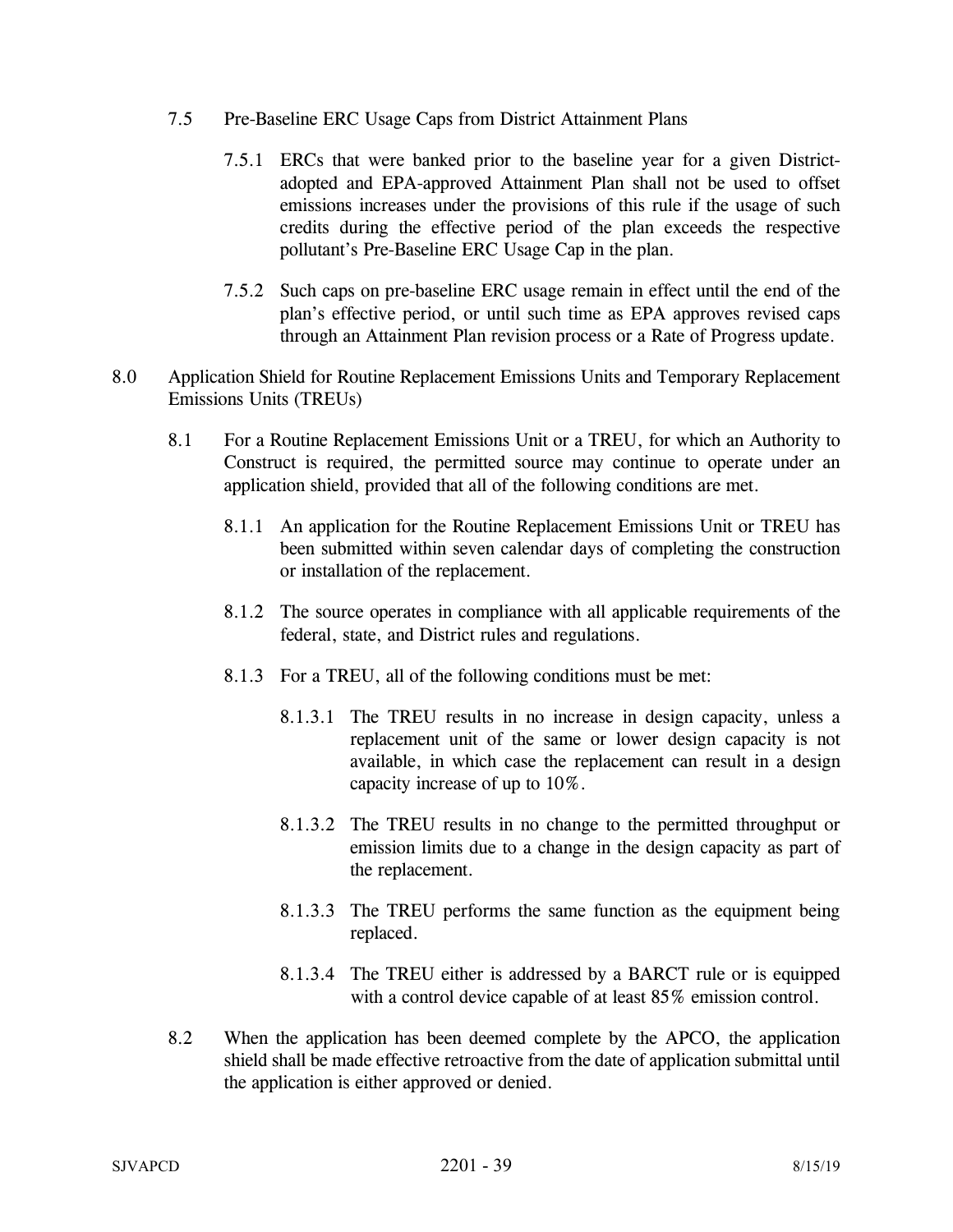7.5 Pre-Baseline ERC Usage Caps from District Attainment Plans

7.5.1 ERCs that were banked prior to the baseline year for a given District-adopted and EPA-approved Attainment Plan shall not be used to offset emissions increases under the provisions of this rule if the usage of such credits during the effective period of the plan exceeds the respective pollutant's Pre-Baseline ERC Usage Cap in the plan.

7.5.2 Such caps on pre-baseline ERC usage remain in effect until the end of the plan's effective period, or until such time as EPA approves revised caps through an Attainment Plan revision process or a Rate of Progress update.

8.0 Application Shield for Routine Replacement Emissions Units and Temporary Replacement Emissions Units (TREUs)

8.1 For a Routine Replacement Emissions Unit or a TREU, for which an Authority to Construct is required, the permitted source may continue to operate under an application shield, provided that all of the following conditions are met.

8.1.1 An application for the Routine Replacement Emissions Unit or TREU has been submitted within seven calendar days of completing the construction or installation of the replacement.

8.1.2 The source operates in compliance with all applicable requirements of the federal, state, and District rules and regulations.

8.1.3 For a TREU, all of the following conditions must be met:

8.1.3.1 The TREU results in no increase in design capacity, unless a replacement unit of the same or lower design capacity is not available, in which case the replacement can result in a design capacity increase of up to 10%.

8.1.3.2 The TREU results in no change to the permitted throughput or emission limits due to a change in the design capacity as part of the replacement.

8.1.3.3 The TREU performs the same function as the equipment being replaced.

8.1.3.4 The TREU either is addressed by a BARCT rule or is equipped with a control device capable of at least 85% emission control.

8.2 When the application has been deemed complete by the APCO, the application shield shall be made effective retroactive from the date of application submittal until the application is either approved or denied.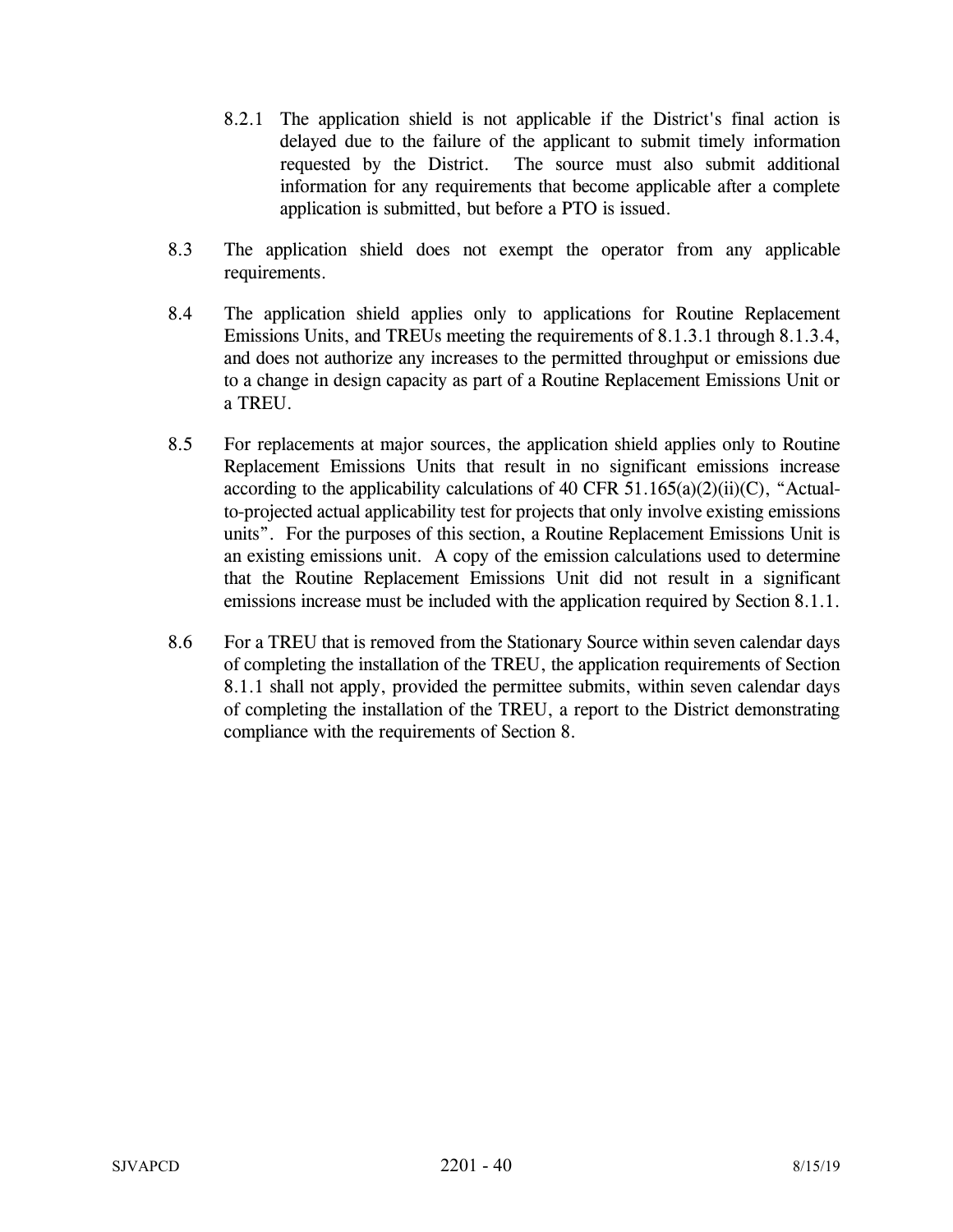8.2.1 The application shield is not applicable if the District's final action is delayed due to the failure of the applicant to submit timely information requested by the District. The source must also submit additional information for any requirements that become applicable after a complete application is submitted, but before a PTO is issued.

8.3 The application shield does not exempt the operator from any applicable requirements.

8.4 The application shield applies only to applications for Routine Replacement Emissions Units, and TREUs meeting the requirements of 8.1.3.1 through 8.1.3.4, and does not authorize any increases to the permitted throughput or emissions due to a change in design capacity as part of a Routine Replacement Emissions Unit or a TREU.

8.5 For replacements at major sources, the application shield applies only to Routine Replacement Emissions Units that result in no significant emissions increase according to the applicability calculations of 40 CFR 51.165(a)(2)(ii)(C), "Actual-to-projected actual applicability test for projects that only involve existing emissions units". For the purposes of this section, a Routine Replacement Emissions Unit is an existing emissions unit. A copy of the emission calculations used to determine that the Routine Replacement Emissions Unit did not result in a significant emissions increase must be included with the application required by Section 8.1.1.

8.6 For a TREU that is removed from the Stationary Source within seven calendar days of completing the installation of the TREU, the application requirements of Section 8.1.1 shall not apply, provided the permittee submits, within seven calendar days of completing the installation of the TREU, a report to the District demonstrating compliance with the requirements of Section 8.